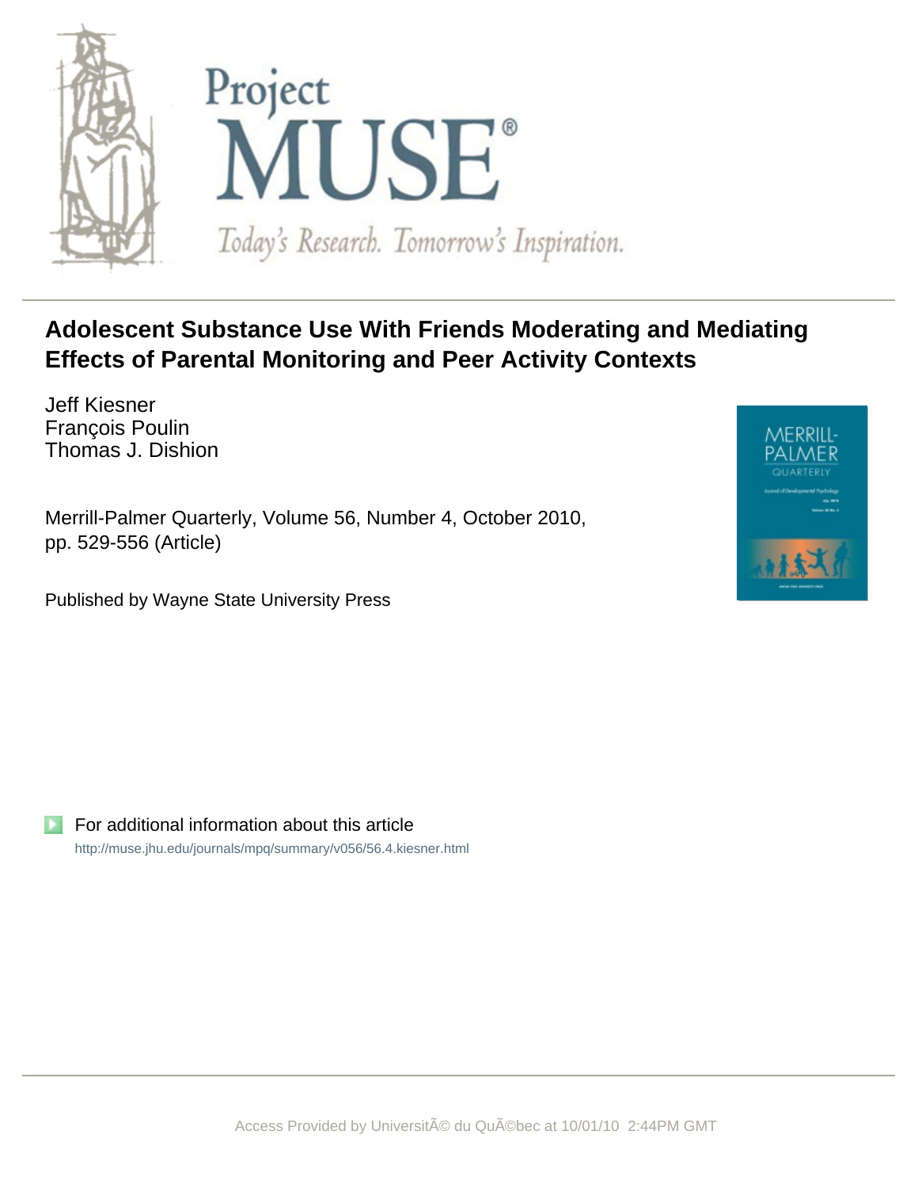# Adolescent Substance Use With Friends Moderating and Mediating Effects of Parental Monitoring and Peer Activity Contexts

Jeff Kiesner
François Poulin
Thomas J. Dishion

Merrill-Palmer Quarterly, Volume 56, Number 4, October 2010, pp. 529-556 (Article)

Published by Wayne State University Press

For additional information about this article

http://muse.jhu.edu/journals/mpq/summary/v056/56.4.kiesner.html

Access Provided by UniversitÃ© du QuÃ©bec at 10/01/10 2:44PM GMT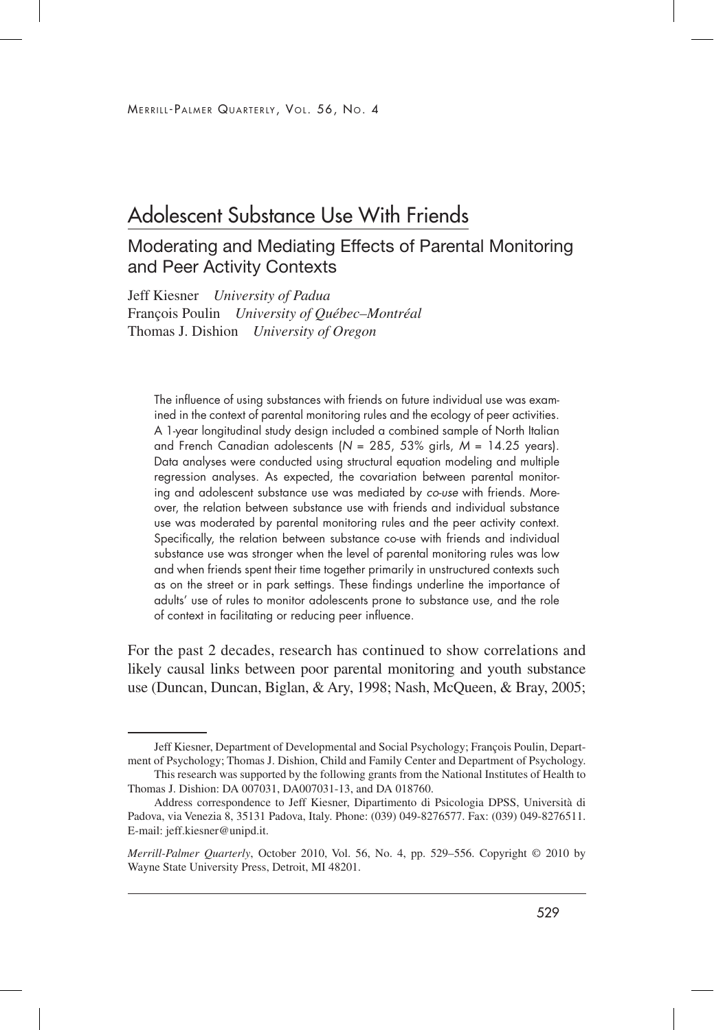# Adolescent Substance Use With Friends

## Moderating and Mediating Effects of Parental Monitoring and Peer Activity Contexts

Jeff Kiesner *University of Padua*
François Poulin *University of Québec–Montréal*
Thomas J. Dishion *University of Oregon*

The influence of using substances with friends on future individual use was examined in the context of parental monitoring rules and the ecology of peer activities. A 1-year longitudinal study design included a combined sample of North Italian and French Canadian adolescents ($N$ = 285, 53% girls, $M$ = 14.25 years). Data analyses were conducted using structural equation modeling and multiple regression analyses. As expected, the covariation between parental monitoring and adolescent substance use was mediated by *co-use* with friends. Moreover, the relation between substance use with friends and individual substance use was moderated by parental monitoring rules and the peer activity context. Specifically, the relation between substance co-use with friends and individual substance use was stronger when the level of parental monitoring rules was low and when friends spent their time together primarily in unstructured contexts such as on the street or in park settings. These findings underline the importance of adults' use of rules to monitor adolescents prone to substance use, and the role of context in facilitating or reducing peer influence.

For the past 2 decades, research has continued to show correlations and likely causal links between poor parental monitoring and youth substance use (Duncan, Duncan, Biglan, & Ary, 1998; Nash, McQueen, & Bray, 2005;

---

Jeff Kiesner, Department of Developmental and Social Psychology; François Poulin, Department of Psychology; Thomas J. Dishion, Child and Family Center and Department of Psychology.

This research was supported by the following grants from the National Institutes of Health to Thomas J. Dishion: DA 007031, DA007031-13, and DA 018760.

Address correspondence to Jeff Kiesner, Dipartimento di Psicologia DPSS, Università di Padova, via Venezia 8, 35131 Padova, Italy. Phone: (039) 049-8276577. Fax: (039) 049-8276511. E-mail: jeff.kiesner@unipd.it.

*Merrill-Palmer Quarterly*, October 2010, Vol. 56, No. 4, pp. 529–556. Copyright © 2010 by Wayne State University Press, Detroit, MI 48201.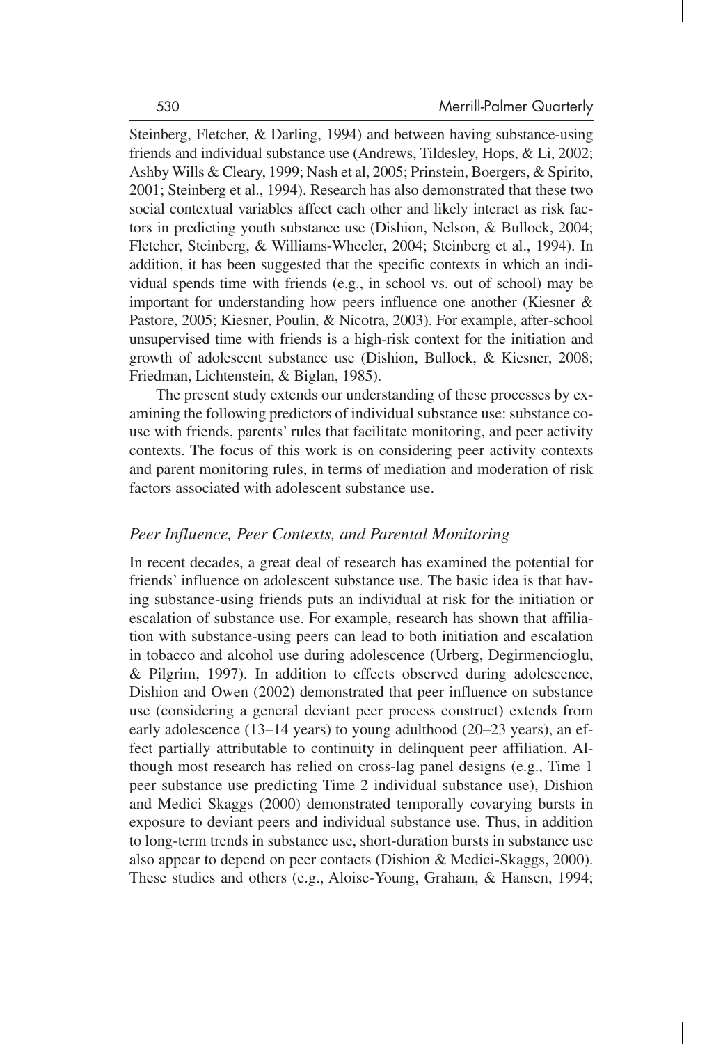Steinberg, Fletcher, & Darling, 1994) and between having substance-using friends and individual substance use (Andrews, Tildesley, Hops, & Li, 2002; Ashby Wills & Cleary, 1999; Nash et al, 2005; Prinstein, Boergers, & Spirito, 2001; Steinberg et al., 1994). Research has also demonstrated that these two social contextual variables affect each other and likely interact as risk factors in predicting youth substance use (Dishion, Nelson, & Bullock, 2004; Fletcher, Steinberg, & Williams-Wheeler, 2004; Steinberg et al., 1994). In addition, it has been suggested that the specific contexts in which an individual spends time with friends (e.g., in school vs. out of school) may be important for understanding how peers influence one another (Kiesner & Pastore, 2005; Kiesner, Poulin, & Nicotra, 2003). For example, after-school unsupervised time with friends is a high-risk context for the initiation and growth of adolescent substance use (Dishion, Bullock, & Kiesner, 2008; Friedman, Lichtenstein, & Biglan, 1985).

The present study extends our understanding of these processes by examining the following predictors of individual substance use: substance co-use with friends, parents' rules that facilitate monitoring, and peer activity contexts. The focus of this work is on considering peer activity contexts and parent monitoring rules, in terms of mediation and moderation of risk factors associated with adolescent substance use.

### *Peer Influence, Peer Contexts, and Parental Monitoring*

In recent decades, a great deal of research has examined the potential for friends' influence on adolescent substance use. The basic idea is that having substance-using friends puts an individual at risk for the initiation or escalation of substance use. For example, research has shown that affiliation with substance-using peers can lead to both initiation and escalation in tobacco and alcohol use during adolescence (Urberg, Degirmencioglu, & Pilgrim, 1997). In addition to effects observed during adolescence, Dishion and Owen (2002) demonstrated that peer influence on substance use (considering a general deviant peer process construct) extends from early adolescence (13–14 years) to young adulthood (20–23 years), an effect partially attributable to continuity in delinquent peer affiliation. Although most research has relied on cross-lag panel designs (e.g., Time 1 peer substance use predicting Time 2 individual substance use), Dishion and Medici Skaggs (2000) demonstrated temporally covarying bursts in exposure to deviant peers and individual substance use. Thus, in addition to long-term trends in substance use, short-duration bursts in substance use also appear to depend on peer contacts (Dishion & Medici-Skaggs, 2000). These studies and others (e.g., Aloise-Young, Graham, & Hansen, 1994;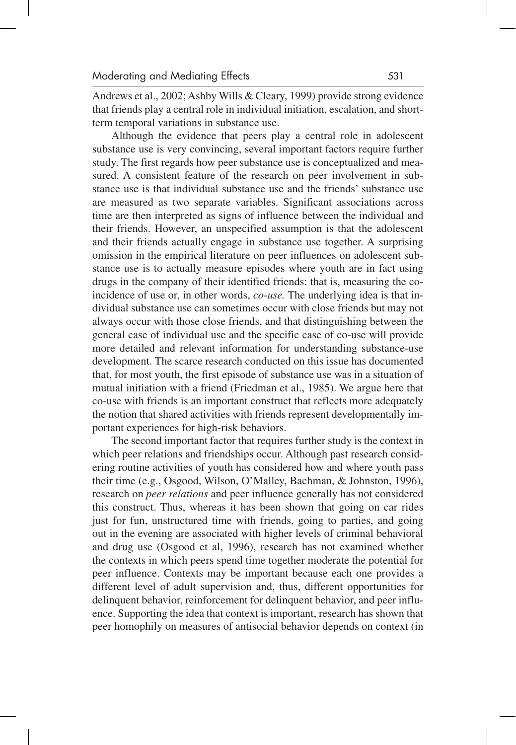Andrews et al., 2002; Ashby Wills & Cleary, 1999) provide strong evidence that friends play a central role in individual initiation, escalation, and short-term temporal variations in substance use.

Although the evidence that peers play a central role in adolescent substance use is very convincing, several important factors require further study. The first regards how peer substance use is conceptualized and measured. A consistent feature of the research on peer involvement in substance use is that individual substance use and the friends' substance use are measured as two separate variables. Significant associations across time are then interpreted as signs of influence between the individual and their friends. However, an unspecified assumption is that the adolescent and their friends actually engage in substance use together. A surprising omission in the empirical literature on peer influences on adolescent substance use is to actually measure episodes where youth are in fact using drugs in the company of their identified friends: that is, measuring the coincidence of use or, in other words, *co-use.* The underlying idea is that individual substance use can sometimes occur with close friends but may not always occur with those close friends, and that distinguishing between the general case of individual use and the specific case of co-use will provide more detailed and relevant information for understanding substance-use development. The scarce research conducted on this issue has documented that, for most youth, the first episode of substance use was in a situation of mutual initiation with a friend (Friedman et al., 1985). We argue here that co-use with friends is an important construct that reflects more adequately the notion that shared activities with friends represent developmentally important experiences for high-risk behaviors.

The second important factor that requires further study is the context in which peer relations and friendships occur. Although past research considering routine activities of youth has considered how and where youth pass their time (e.g., Osgood, Wilson, O'Malley, Bachman, & Johnston, 1996), research on *peer relations* and peer influence generally has not considered this construct. Thus, whereas it has been shown that going on car rides just for fun, unstructured time with friends, going to parties, and going out in the evening are associated with higher levels of criminal behavioral and drug use (Osgood et al, 1996), research has not examined whether the contexts in which peers spend time together moderate the potential for peer influence. Contexts may be important because each one provides a different level of adult supervision and, thus, different opportunities for delinquent behavior, reinforcement for delinquent behavior, and peer influence. Supporting the idea that context is important, research has shown that peer homophily on measures of antisocial behavior depends on context (in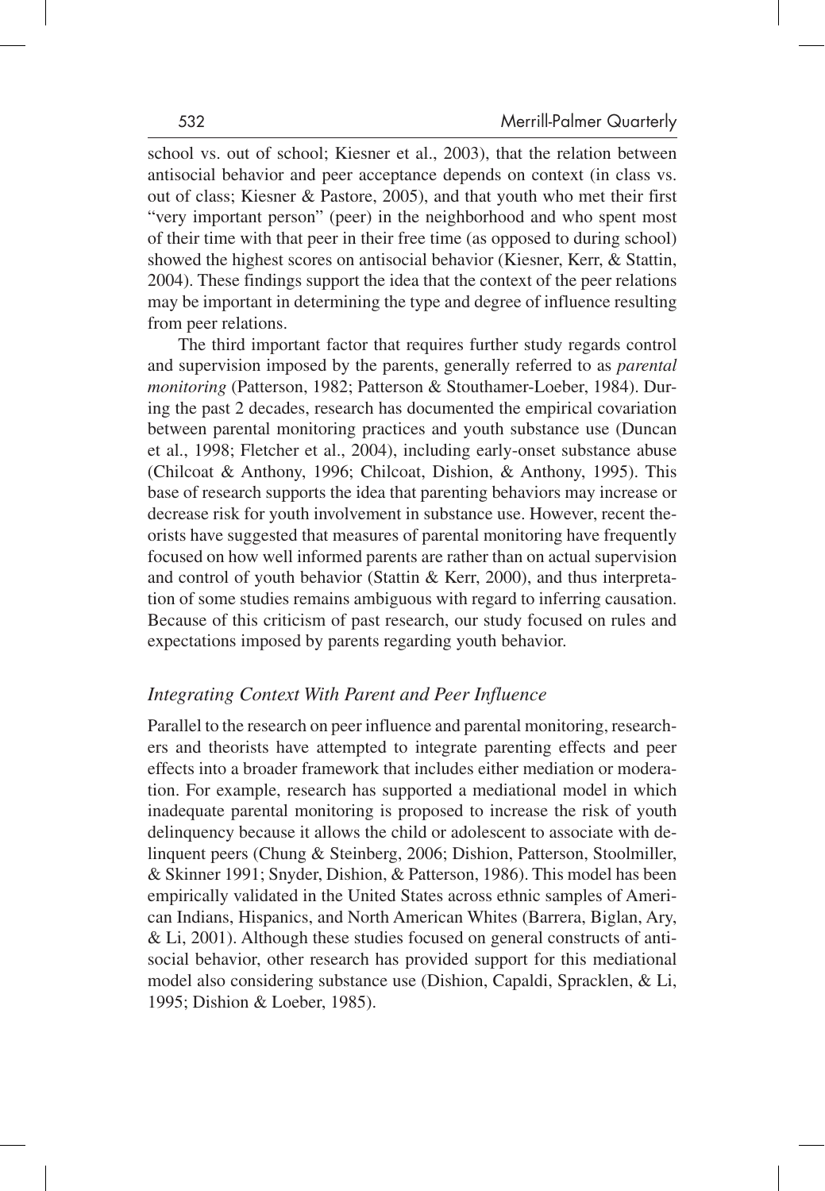school vs. out of school; Kiesner et al., 2003), that the relation between antisocial behavior and peer acceptance depends on context (in class vs. out of class; Kiesner & Pastore, 2005), and that youth who met their first "very important person" (peer) in the neighborhood and who spent most of their time with that peer in their free time (as opposed to during school) showed the highest scores on antisocial behavior (Kiesner, Kerr, & Stattin, 2004). These findings support the idea that the context of the peer relations may be important in determining the type and degree of influence resulting from peer relations.

The third important factor that requires further study regards control and supervision imposed by the parents, generally referred to as *parental monitoring* (Patterson, 1982; Patterson & Stouthamer-Loeber, 1984). During the past 2 decades, research has documented the empirical covariation between parental monitoring practices and youth substance use (Duncan et al., 1998; Fletcher et al., 2004), including early-onset substance abuse (Chilcoat & Anthony, 1996; Chilcoat, Dishion, & Anthony, 1995). This base of research supports the idea that parenting behaviors may increase or decrease risk for youth involvement in substance use. However, recent theorists have suggested that measures of parental monitoring have frequently focused on how well informed parents are rather than on actual supervision and control of youth behavior (Stattin & Kerr, 2000), and thus interpretation of some studies remains ambiguous with regard to inferring causation. Because of this criticism of past research, our study focused on rules and expectations imposed by parents regarding youth behavior.

### *Integrating Context With Parent and Peer Influence*

Parallel to the research on peer influence and parental monitoring, researchers and theorists have attempted to integrate parenting effects and peer effects into a broader framework that includes either mediation or moderation. For example, research has supported a mediational model in which inadequate parental monitoring is proposed to increase the risk of youth delinquency because it allows the child or adolescent to associate with delinquent peers (Chung & Steinberg, 2006; Dishion, Patterson, Stoolmiller, & Skinner 1991; Snyder, Dishion, & Patterson, 1986). This model has been empirically validated in the United States across ethnic samples of American Indians, Hispanics, and North American Whites (Barrera, Biglan, Ary, & Li, 2001). Although these studies focused on general constructs of antisocial behavior, other research has provided support for this mediational model also considering substance use (Dishion, Capaldi, Spracklen, & Li, 1995; Dishion & Loeber, 1985).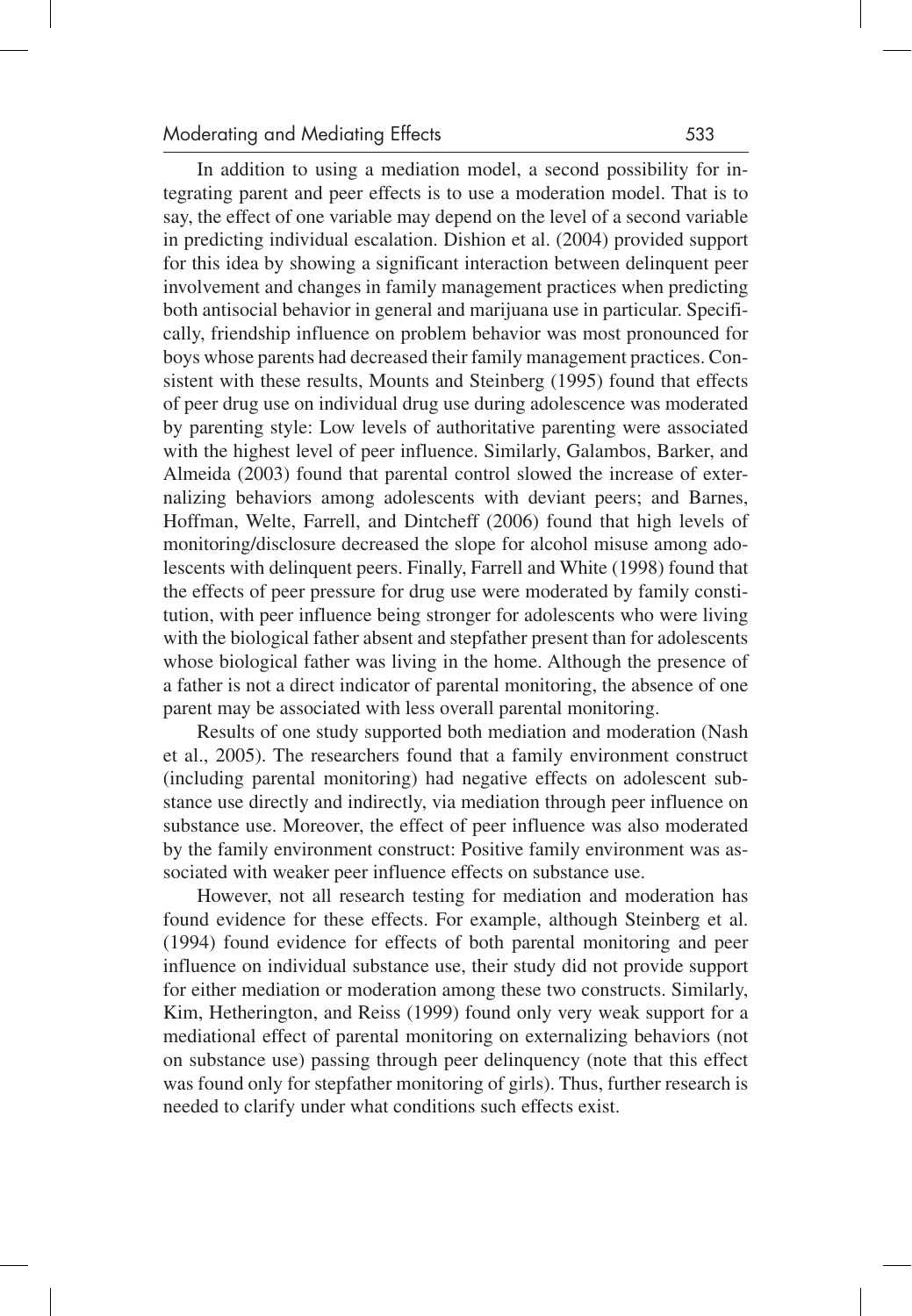In addition to using a mediation model, a second possibility for integrating parent and peer effects is to use a moderation model. That is to say, the effect of one variable may depend on the level of a second variable in predicting individual escalation. Dishion et al. (2004) provided support for this idea by showing a significant interaction between delinquent peer involvement and changes in family management practices when predicting both antisocial behavior in general and marijuana use in particular. Specifically, friendship influence on problem behavior was most pronounced for boys whose parents had decreased their family management practices. Consistent with these results, Mounts and Steinberg (1995) found that effects of peer drug use on individual drug use during adolescence was moderated by parenting style: Low levels of authoritative parenting were associated with the highest level of peer influence. Similarly, Galambos, Barker, and Almeida (2003) found that parental control slowed the increase of externalizing behaviors among adolescents with deviant peers; and Barnes, Hoffman, Welte, Farrell, and Dintcheff (2006) found that high levels of monitoring/disclosure decreased the slope for alcohol misuse among adolescents with delinquent peers. Finally, Farrell and White (1998) found that the effects of peer pressure for drug use were moderated by family constitution, with peer influence being stronger for adolescents who were living with the biological father absent and stepfather present than for adolescents whose biological father was living in the home. Although the presence of a father is not a direct indicator of parental monitoring, the absence of one parent may be associated with less overall parental monitoring.

Results of one study supported both mediation and moderation (Nash et al., 2005). The researchers found that a family environment construct (including parental monitoring) had negative effects on adolescent substance use directly and indirectly, via mediation through peer influence on substance use. Moreover, the effect of peer influence was also moderated by the family environment construct: Positive family environment was associated with weaker peer influence effects on substance use.

However, not all research testing for mediation and moderation has found evidence for these effects. For example, although Steinberg et al. (1994) found evidence for effects of both parental monitoring and peer influence on individual substance use, their study did not provide support for either mediation or moderation among these two constructs. Similarly, Kim, Hetherington, and Reiss (1999) found only very weak support for a mediational effect of parental monitoring on externalizing behaviors (not on substance use) passing through peer delinquency (note that this effect was found only for stepfather monitoring of girls). Thus, further research is needed to clarify under what conditions such effects exist.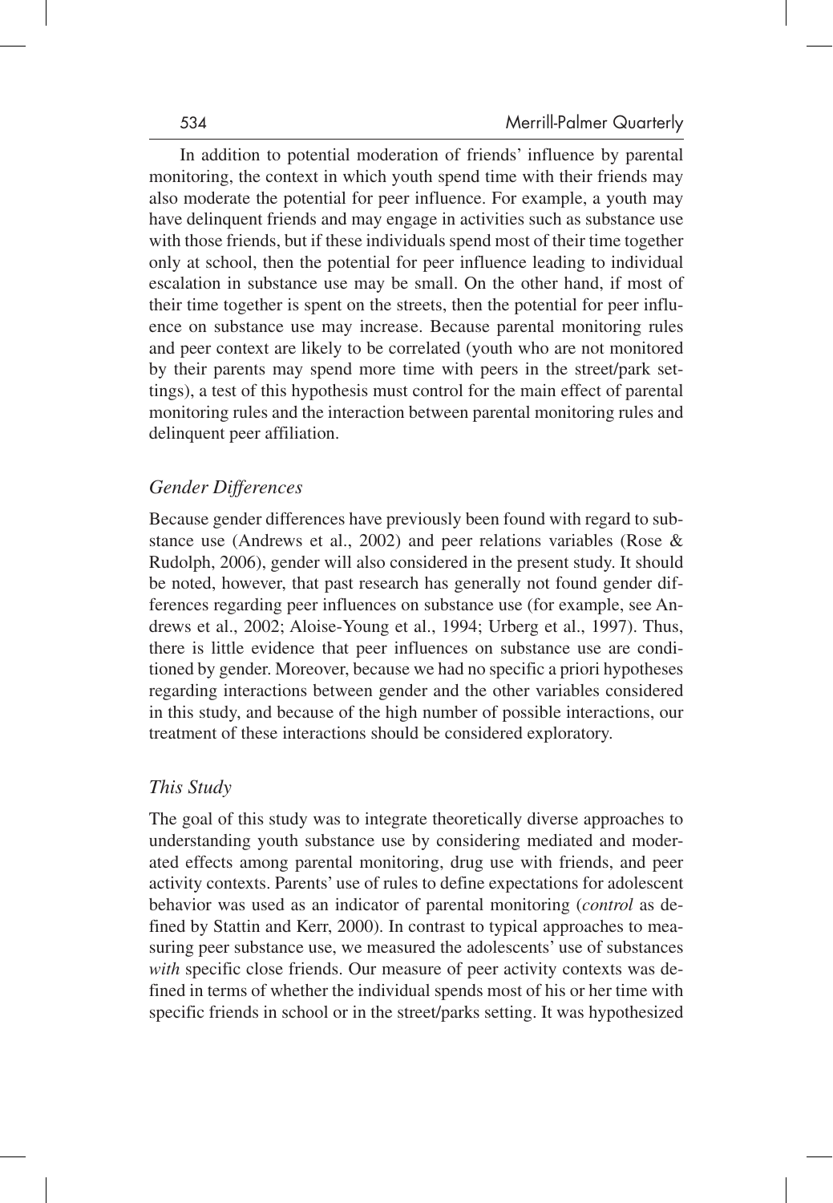In addition to potential moderation of friends' influence by parental monitoring, the context in which youth spend time with their friends may also moderate the potential for peer influence. For example, a youth may have delinquent friends and may engage in activities such as substance use with those friends, but if these individuals spend most of their time together only at school, then the potential for peer influence leading to individual escalation in substance use may be small. On the other hand, if most of their time together is spent on the streets, then the potential for peer influence on substance use may increase. Because parental monitoring rules and peer context are likely to be correlated (youth who are not monitored by their parents may spend more time with peers in the street/park settings), a test of this hypothesis must control for the main effect of parental monitoring rules and the interaction between parental monitoring rules and delinquent peer affiliation.

### *Gender Differences*

Because gender differences have previously been found with regard to substance use (Andrews et al., 2002) and peer relations variables (Rose & Rudolph, 2006), gender will also considered in the present study. It should be noted, however, that past research has generally not found gender differences regarding peer influences on substance use (for example, see Andrews et al., 2002; Aloise-Young et al., 1994; Urberg et al., 1997). Thus, there is little evidence that peer influences on substance use are conditioned by gender. Moreover, because we had no specific a priori hypotheses regarding interactions between gender and the other variables considered in this study, and because of the high number of possible interactions, our treatment of these interactions should be considered exploratory.

### *This Study*

The goal of this study was to integrate theoretically diverse approaches to understanding youth substance use by considering mediated and moderated effects among parental monitoring, drug use with friends, and peer activity contexts. Parents' use of rules to define expectations for adolescent behavior was used as an indicator of parental monitoring (*control* as defined by Stattin and Kerr, 2000). In contrast to typical approaches to measuring peer substance use, we measured the adolescents' use of substances *with* specific close friends. Our measure of peer activity contexts was defined in terms of whether the individual spends most of his or her time with specific friends in school or in the street/parks setting. It was hypothesized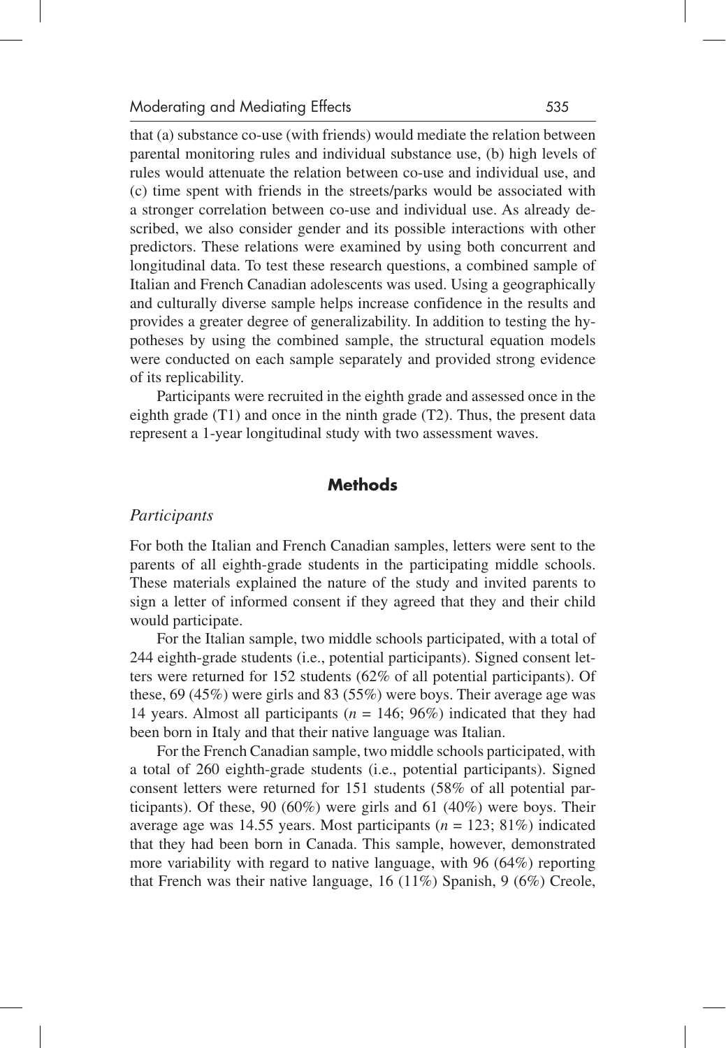that (a) substance co-use (with friends) would mediate the relation between parental monitoring rules and individual substance use, (b) high levels of rules would attenuate the relation between co-use and individual use, and (c) time spent with friends in the streets/parks would be associated with a stronger correlation between co-use and individual use. As already described, we also consider gender and its possible interactions with other predictors. These relations were examined by using both concurrent and longitudinal data. To test these research questions, a combined sample of Italian and French Canadian adolescents was used. Using a geographically and culturally diverse sample helps increase confidence in the results and provides a greater degree of generalizability. In addition to testing the hypotheses by using the combined sample, the structural equation models were conducted on each sample separately and provided strong evidence of its replicability.

Participants were recruited in the eighth grade and assessed once in the eighth grade (T1) and once in the ninth grade (T2). Thus, the present data represent a 1-year longitudinal study with two assessment waves.

## Methods

### *Participants*

For both the Italian and French Canadian samples, letters were sent to the parents of all eighth-grade students in the participating middle schools. These materials explained the nature of the study and invited parents to sign a letter of informed consent if they agreed that they and their child would participate.

For the Italian sample, two middle schools participated, with a total of 244 eighth-grade students (i.e., potential participants). Signed consent letters were returned for 152 students (62% of all potential participants). Of these, 69 (45%) were girls and 83 (55%) were boys. Their average age was 14 years. Almost all participants ($n$ = 146; 96%) indicated that they had been born in Italy and that their native language was Italian.

For the French Canadian sample, two middle schools participated, with a total of 260 eighth-grade students (i.e., potential participants). Signed consent letters were returned for 151 students (58% of all potential participants). Of these, 90 (60%) were girls and 61 (40%) were boys. Their average age was 14.55 years. Most participants ($n$ = 123; 81%) indicated that they had been born in Canada. This sample, however, demonstrated more variability with regard to native language, with 96 (64%) reporting that French was their native language, 16 (11%) Spanish, 9 (6%) Creole,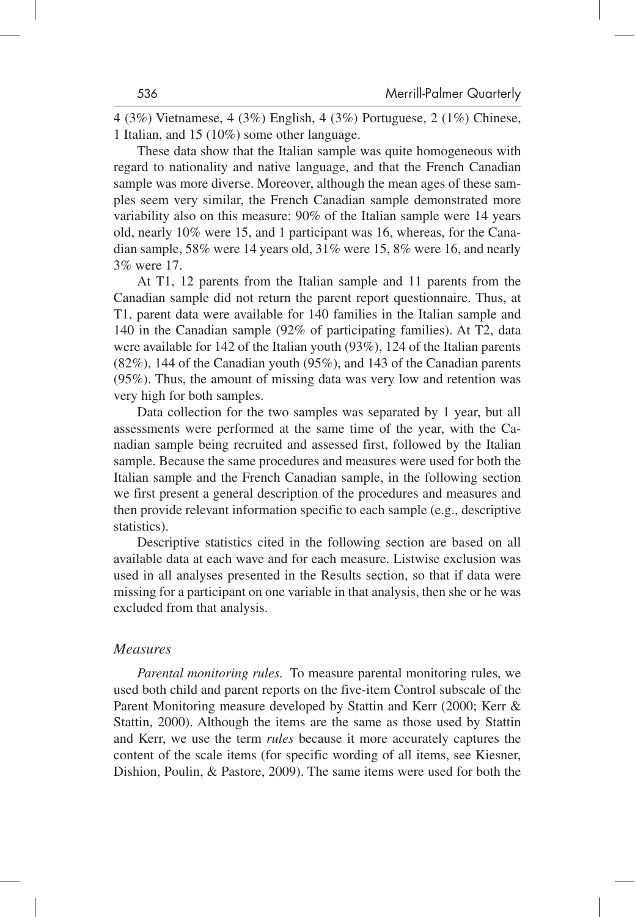4 (3%) Vietnamese, 4 (3%) English, 4 (3%) Portuguese, 2 (1%) Chinese, 1 Italian, and 15 (10%) some other language.

These data show that the Italian sample was quite homogeneous with regard to nationality and native language, and that the French Canadian sample was more diverse. Moreover, although the mean ages of these samples seem very similar, the French Canadian sample demonstrated more variability also on this measure: 90% of the Italian sample were 14 years old, nearly 10% were 15, and 1 participant was 16, whereas, for the Canadian sample, 58% were 14 years old, 31% were 15, 8% were 16, and nearly 3% were 17.

At T1, 12 parents from the Italian sample and 11 parents from the Canadian sample did not return the parent report questionnaire. Thus, at T1, parent data were available for 140 families in the Italian sample and 140 in the Canadian sample (92% of participating families). At T2, data were available for 142 of the Italian youth (93%), 124 of the Italian parents (82%), 144 of the Canadian youth (95%), and 143 of the Canadian parents (95%). Thus, the amount of missing data was very low and retention was very high for both samples.

Data collection for the two samples was separated by 1 year, but all assessments were performed at the same time of the year, with the Canadian sample being recruited and assessed first, followed by the Italian sample. Because the same procedures and measures were used for both the Italian sample and the French Canadian sample, in the following section we first present a general description of the procedures and measures and then provide relevant information specific to each sample (e.g., descriptive statistics).

Descriptive statistics cited in the following section are based on all available data at each wave and for each measure. Listwise exclusion was used in all analyses presented in the Results section, so that if data were missing for a participant on one variable in that analysis, then she or he was excluded from that analysis.

### *Measures*

*Parental monitoring rules.* To measure parental monitoring rules, we used both child and parent reports on the five-item Control subscale of the Parent Monitoring measure developed by Stattin and Kerr (2000; Kerr & Stattin, 2000). Although the items are the same as those used by Stattin and Kerr, we use the term *rules* because it more accurately captures the content of the scale items (for specific wording of all items, see Kiesner, Dishion, Poulin, & Pastore, 2009). The same items were used for both the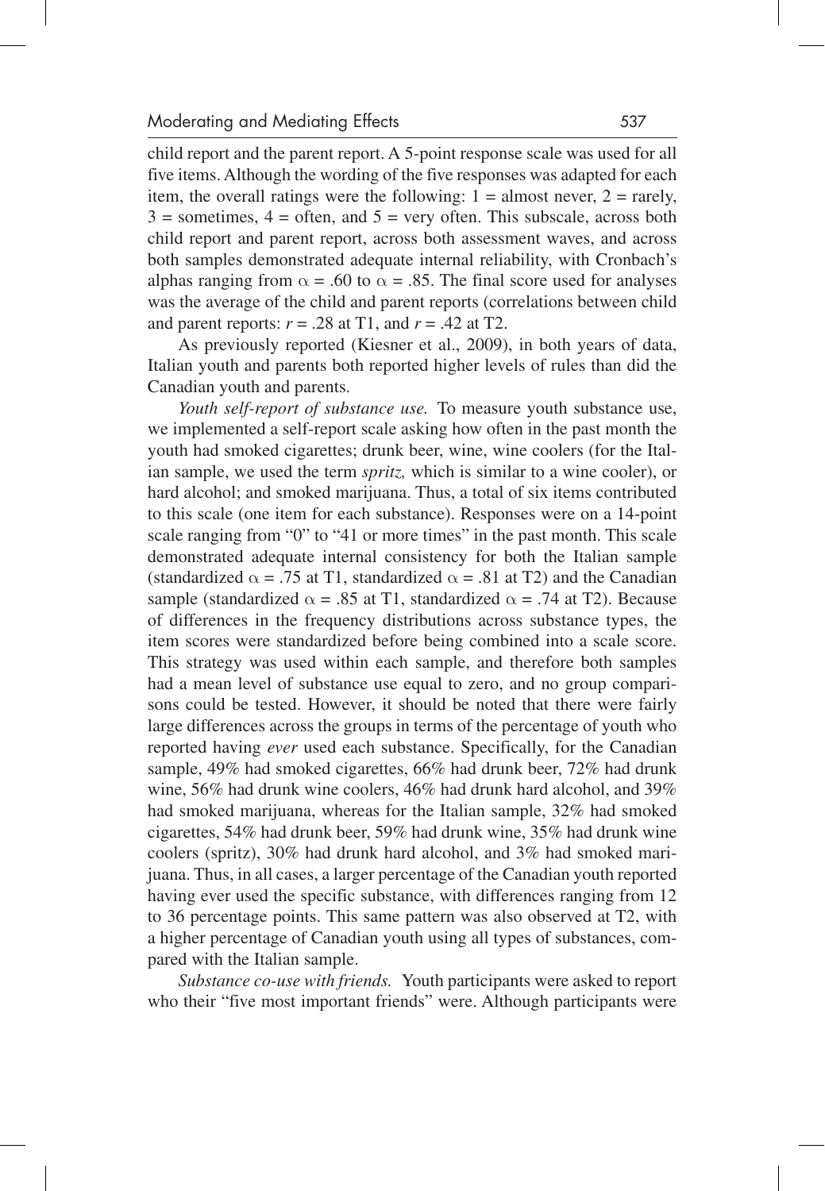child report and the parent report. A 5-point response scale was used for all five items. Although the wording of the five responses was adapted for each item, the overall ratings were the following: 1 = almost never, 2 = rarely, 3 = sometimes, 4 = often, and 5 = very often. This subscale, across both child report and parent report, across both assessment waves, and across both samples demonstrated adequate internal reliability, with Cronbach's alphas ranging from $\alpha = .60$ to $\alpha = .85$. The final score used for analyses was the average of the child and parent reports (correlations between child and parent reports: $r = .28$ at T1, and $r = .42$ at T2.

As previously reported (Kiesner et al., 2009), in both years of data, Italian youth and parents both reported higher levels of rules than did the Canadian youth and parents.

*Youth self-report of substance use.* To measure youth substance use, we implemented a self-report scale asking how often in the past month the youth had smoked cigarettes; drunk beer, wine, wine coolers (for the Italian sample, we used the term *spritz,* which is similar to a wine cooler), or hard alcohol; and smoked marijuana. Thus, a total of six items contributed to this scale (one item for each substance). Responses were on a 14-point scale ranging from "0" to "41 or more times" in the past month. This scale demonstrated adequate internal consistency for both the Italian sample (standardized $\alpha = .75$ at T1, standardized $\alpha = .81$ at T2) and the Canadian sample (standardized $\alpha = .85$ at T1, standardized $\alpha = .74$ at T2). Because of differences in the frequency distributions across substance types, the item scores were standardized before being combined into a scale score. This strategy was used within each sample, and therefore both samples had a mean level of substance use equal to zero, and no group comparisons could be tested. However, it should be noted that there were fairly large differences across the groups in terms of the percentage of youth who reported having *ever* used each substance. Specifically, for the Canadian sample, 49% had smoked cigarettes, 66% had drunk beer, 72% had drunk wine, 56% had drunk wine coolers, 46% had drunk hard alcohol, and 39% had smoked marijuana, whereas for the Italian sample, 32% had smoked cigarettes, 54% had drunk beer, 59% had drunk wine, 35% had drunk wine coolers (spritz), 30% had drunk hard alcohol, and 3% had smoked marijuana. Thus, in all cases, a larger percentage of the Canadian youth reported having ever used the specific substance, with differences ranging from 12 to 36 percentage points. This same pattern was also observed at T2, with a higher percentage of Canadian youth using all types of substances, compared with the Italian sample.

*Substance co-use with friends.* Youth participants were asked to report who their "five most important friends" were. Although participants were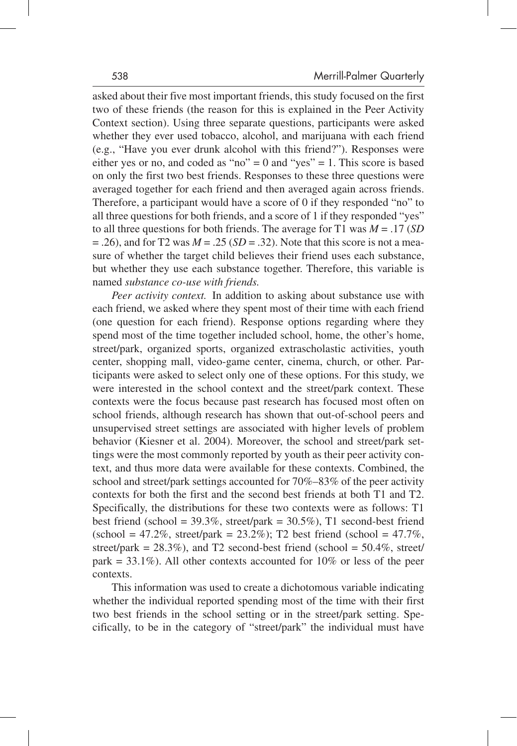asked about their five most important friends, this study focused on the first two of these friends (the reason for this is explained in the Peer Activity Context section). Using three separate questions, participants were asked whether they ever used tobacco, alcohol, and marijuana with each friend (e.g., "Have you ever drunk alcohol with this friend?"). Responses were either yes or no, and coded as "no" = 0 and "yes" = 1. This score is based on only the first two best friends. Responses to these three questions were averaged together for each friend and then averaged again across friends. Therefore, a participant would have a score of 0 if they responded "no" to all three questions for both friends, and a score of 1 if they responded "yes" to all three questions for both friends. The average for T1 was $M = .17$ ($SD = .26$), and for T2 was $M = .25$ ($SD = .32$). Note that this score is not a measure of whether the target child believes their friend uses each substance, but whether they use each substance together. Therefore, this variable is named *substance co-use with friends.*

*Peer activity context.* In addition to asking about substance use with each friend, we asked where they spent most of their time with each friend (one question for each friend). Response options regarding where they spend most of the time together included school, home, the other's home, street/park, organized sports, organized extrascholastic activities, youth center, shopping mall, video-game center, cinema, church, or other. Participants were asked to select only one of these options. For this study, we were interested in the school context and the street/park context. These contexts were the focus because past research has focused most often on school friends, although research has shown that out-of-school peers and unsupervised street settings are associated with higher levels of problem behavior (Kiesner et al. 2004). Moreover, the school and street/park settings were the most commonly reported by youth as their peer activity context, and thus more data were available for these contexts. Combined, the school and street/park settings accounted for 70%–83% of the peer activity contexts for both the first and the second best friends at both T1 and T2. Specifically, the distributions for these two contexts were as follows: T1 best friend (school = 39.3%, street/park = 30.5%), T1 second-best friend (school = 47.2%, street/park = 23.2%); T2 best friend (school = 47.7%, street/park = 28.3%), and T2 second-best friend (school = 50.4%, street/park = 33.1%). All other contexts accounted for 10% or less of the peer contexts.

This information was used to create a dichotomous variable indicating whether the individual reported spending most of the time with their first two best friends in the school setting or in the street/park setting. Specifically, to be in the category of "street/park" the individual must have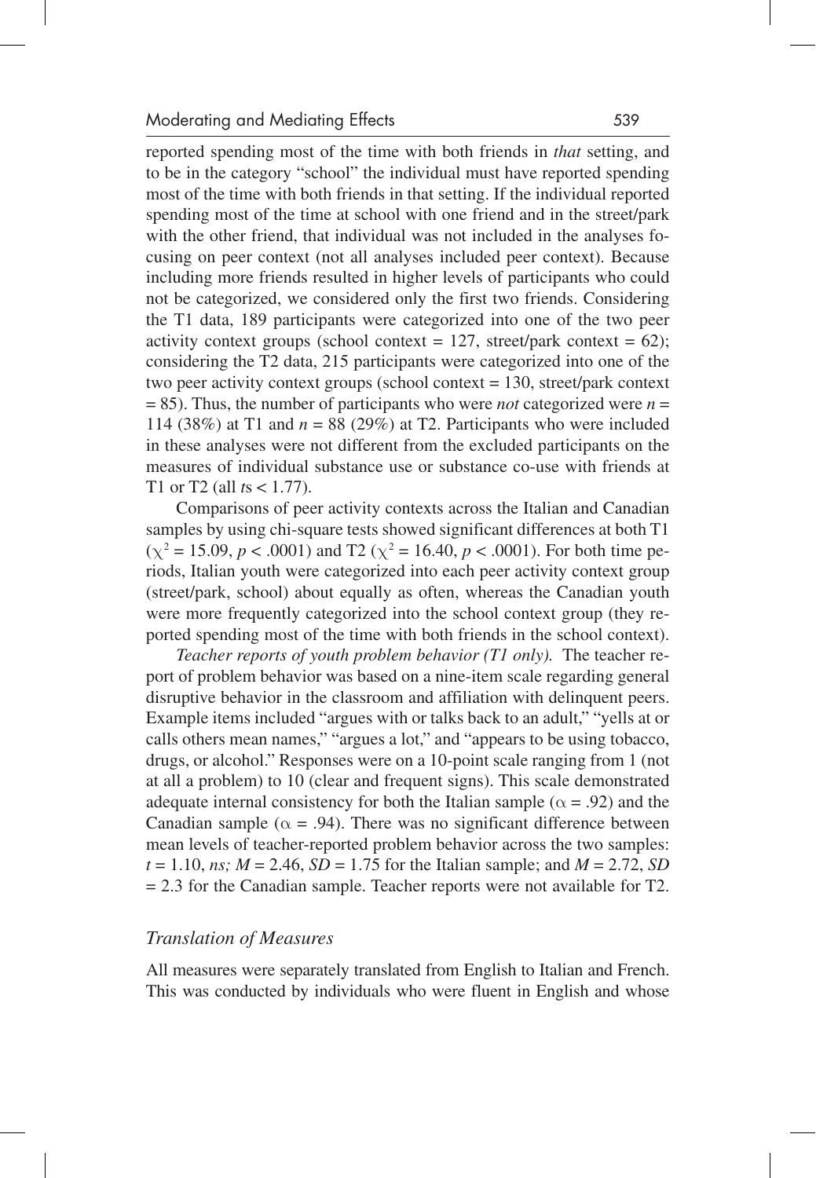reported spending most of the time with both friends in *that* setting, and to be in the category "school" the individual must have reported spending most of the time with both friends in that setting. If the individual reported spending most of the time at school with one friend and in the street/park with the other friend, that individual was not included in the analyses focusing on peer context (not all analyses included peer context). Because including more friends resulted in higher levels of participants who could not be categorized, we considered only the first two friends. Considering the T1 data, 189 participants were categorized into one of the two peer activity context groups (school context = 127, street/park context = 62); considering the T2 data, 215 participants were categorized into one of the two peer activity context groups (school context = 130, street/park context = 85). Thus, the number of participants who were *not* categorized were $n$ = 114 (38%) at T1 and $n$ = 88 (29%) at T2. Participants who were included in these analyses were not different from the excluded participants on the measures of individual substance use or substance co-use with friends at T1 or T2 (all $t$s < 1.77).

Comparisons of peer activity contexts across the Italian and Canadian samples by using chi-square tests showed significant differences at both T1 ($\chi^2 = 15.09$, $p < .0001$) and T2 ($\chi^2 = 16.40$, $p < .0001$). For both time periods, Italian youth were categorized into each peer activity context group (street/park, school) about equally as often, whereas the Canadian youth were more frequently categorized into the school context group (they reported spending most of the time with both friends in the school context).

*Teacher reports of youth problem behavior (T1 only).* The teacher report of problem behavior was based on a nine-item scale regarding general disruptive behavior in the classroom and affiliation with delinquent peers. Example items included "argues with or talks back to an adult," "yells at or calls others mean names," "argues a lot," and "appears to be using tobacco, drugs, or alcohol." Responses were on a 10-point scale ranging from 1 (not at all a problem) to 10 (clear and frequent signs). This scale demonstrated adequate internal consistency for both the Italian sample ($\alpha = .92$) and the Canadian sample ($\alpha = .94$). There was no significant difference between mean levels of teacher-reported problem behavior across the two samples: $t = 1.10$, *ns;* $M = 2.46$, $SD = 1.75$ for the Italian sample; and $M = 2.72$, $SD = 2.3$ for the Canadian sample. Teacher reports were not available for T2.

### *Translation of Measures*

All measures were separately translated from English to Italian and French. This was conducted by individuals who were fluent in English and whose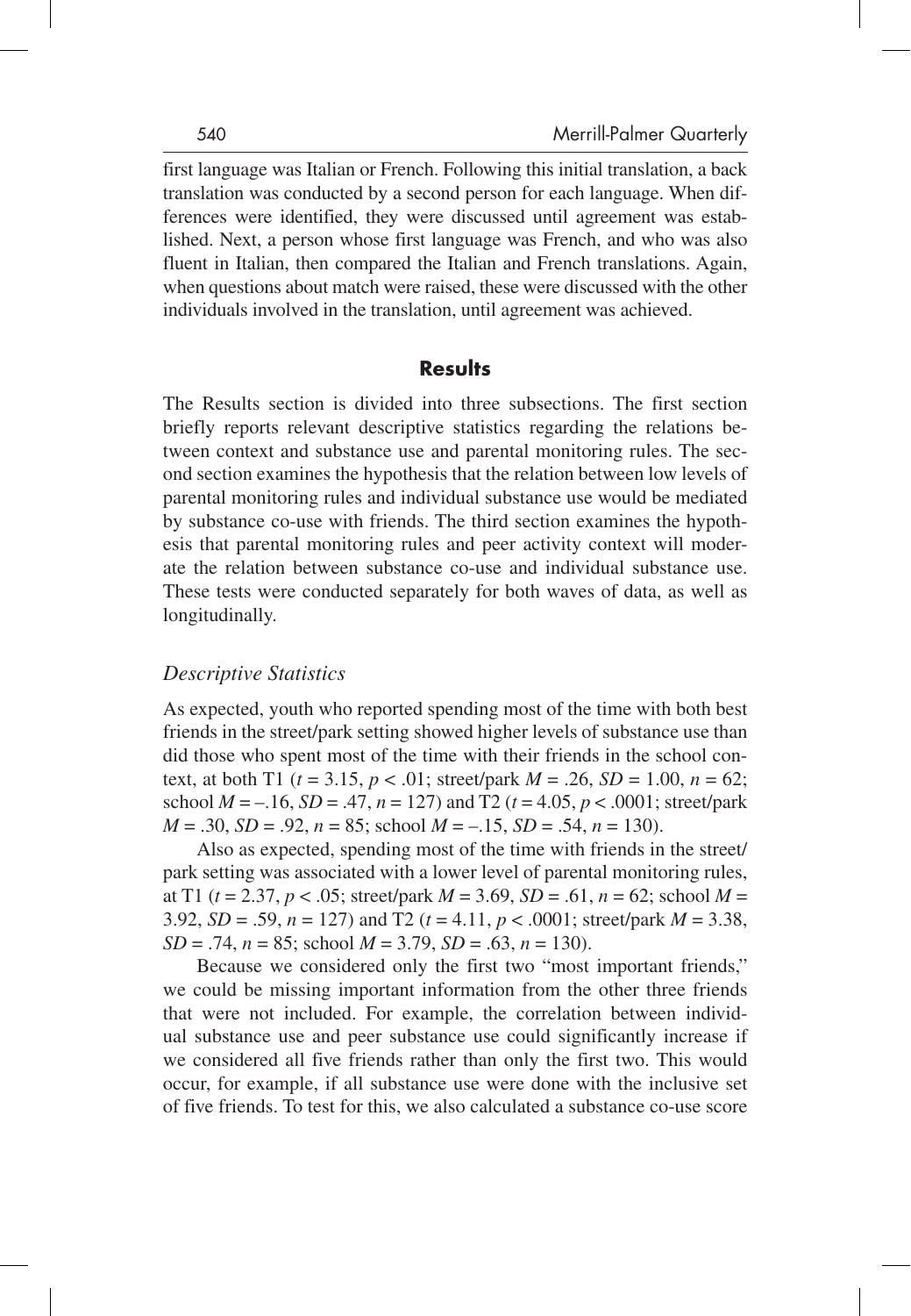first language was Italian or French. Following this initial translation, a back translation was conducted by a second person for each language. When differences were identified, they were discussed until agreement was established. Next, a person whose first language was French, and who was also fluent in Italian, then compared the Italian and French translations. Again, when questions about match were raised, these were discussed with the other individuals involved in the translation, until agreement was achieved.

## Results

The Results section is divided into three subsections. The first section briefly reports relevant descriptive statistics regarding the relations between context and substance use and parental monitoring rules. The second section examines the hypothesis that the relation between low levels of parental monitoring rules and individual substance use would be mediated by substance co-use with friends. The third section examines the hypothesis that parental monitoring rules and peer activity context will moderate the relation between substance co-use and individual substance use. These tests were conducted separately for both waves of data, as well as longitudinally.

### *Descriptive Statistics*

As expected, youth who reported spending most of the time with both best friends in the street/park setting showed higher levels of substance use than did those who spent most of the time with their friends in the school context, at both T1 ($t = 3.15$, $p < .01$; street/park $M = .26$, $SD = 1.00$, $n = 62$; school $M = -.16$, $SD = .47$, $n = 127$) and T2 ($t = 4.05$, $p < .0001$; street/park $M = .30$, $SD = .92$, $n = 85$; school $M = -.15$, $SD = .54$, $n = 130$).

Also as expected, spending most of the time with friends in the street/park setting was associated with a lower level of parental monitoring rules, at T1 ($t = 2.37$, $p < .05$; street/park $M = 3.69$, $SD = .61$, $n = 62$; school $M = 3.92$, $SD = .59$, $n = 127$) and T2 ($t = 4.11$, $p < .0001$; street/park $M = 3.38$, $SD = .74$, $n = 85$; school $M = 3.79$, $SD = .63$, $n = 130$).

Because we considered only the first two "most important friends," we could be missing important information from the other three friends that were not included. For example, the correlation between individual substance use and peer substance use could significantly increase if we considered all five friends rather than only the first two. This would occur, for example, if all substance use were done with the inclusive set of five friends. To test for this, we also calculated a substance co-use score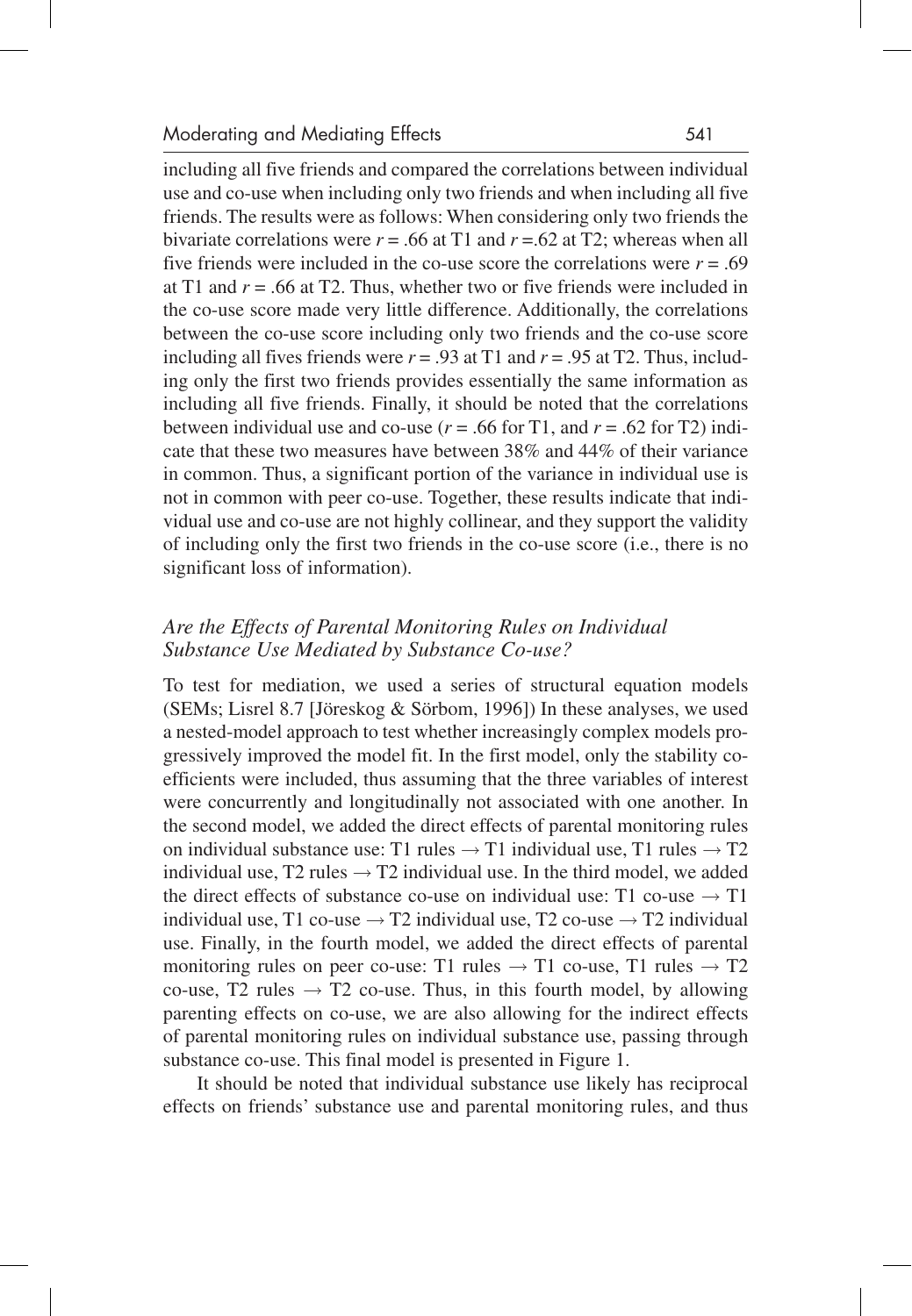including all five friends and compared the correlations between individual use and co-use when including only two friends and when including all five friends. The results were as follows: When considering only two friends the bivariate correlations were $r = .66$ at T1 and $r = .62$ at T2; whereas when all five friends were included in the co-use score the correlations were $r = .69$ at T1 and $r = .66$ at T2. Thus, whether two or five friends were included in the co-use score made very little difference. Additionally, the correlations between the co-use score including only two friends and the co-use score including all fives friends were $r = .93$ at T1 and $r = .95$ at T2. Thus, including only the first two friends provides essentially the same information as including all five friends. Finally, it should be noted that the correlations between individual use and co-use ($r = .66$ for T1, and $r = .62$ for T2) indicate that these two measures have between 38% and 44% of their variance in common. Thus, a significant portion of the variance in individual use is not in common with peer co-use. Together, these results indicate that individual use and co-use are not highly collinear, and they support the validity of including only the first two friends in the co-use score (i.e., there is no significant loss of information).

### *Are the Effects of Parental Monitoring Rules on Individual Substance Use Mediated by Substance Co-use?*

To test for mediation, we used a series of structural equation models (SEMs; Lisrel 8.7 [Jöreskog & Sörbom, 1996]) In these analyses, we used a nested-model approach to test whether increasingly complex models progressively improved the model fit. In the first model, only the stability coefficients were included, thus assuming that the three variables of interest were concurrently and longitudinally not associated with one another. In the second model, we added the direct effects of parental monitoring rules on individual substance use: T1 rules → T1 individual use, T1 rules → T2 individual use, T2 rules → T2 individual use. In the third model, we added the direct effects of substance co-use on individual use: T1 co-use → T1 individual use, T1 co-use → T2 individual use, T2 co-use → T2 individual use. Finally, in the fourth model, we added the direct effects of parental monitoring rules on peer co-use: T1 rules → T1 co-use, T1 rules → T2 co-use, T2 rules → T2 co-use. Thus, in this fourth model, by allowing parenting effects on co-use, we are also allowing for the indirect effects of parental monitoring rules on individual substance use, passing through substance co-use. This final model is presented in Figure 1.

It should be noted that individual substance use likely has reciprocal effects on friends' substance use and parental monitoring rules, and thus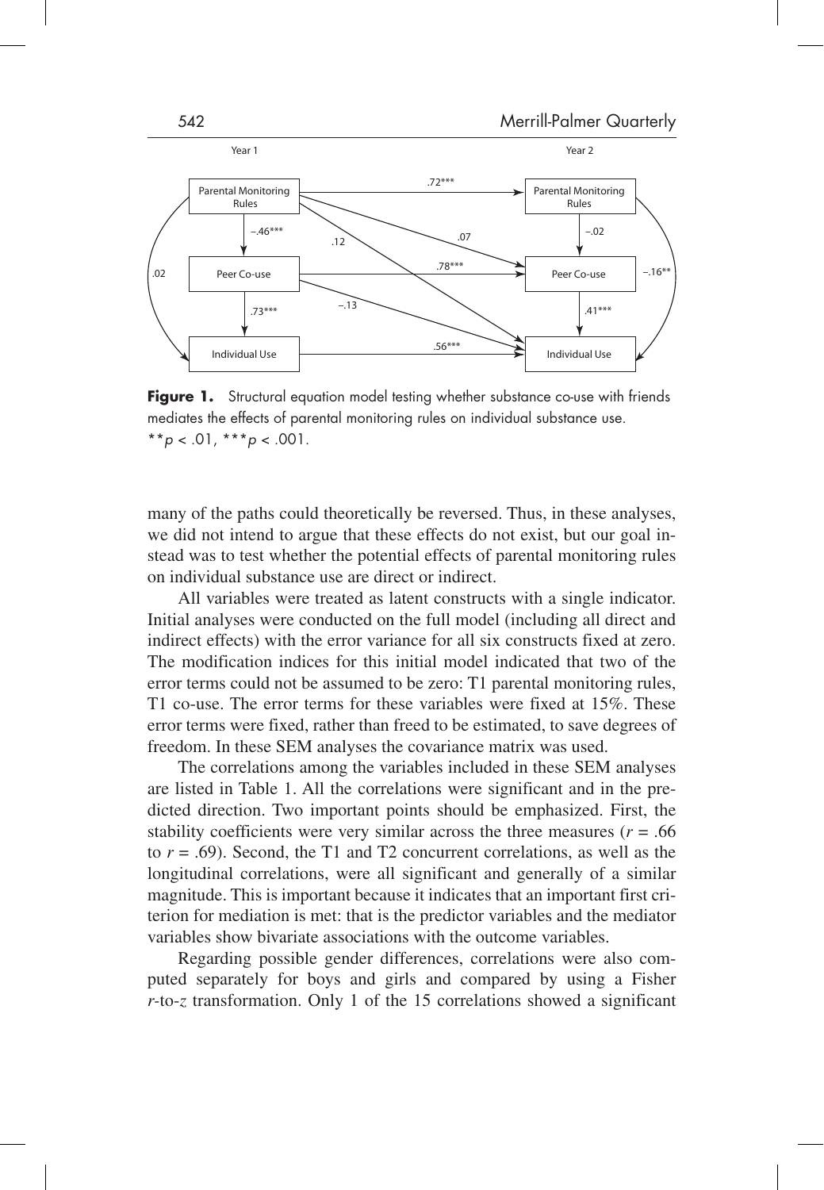Figure 1. Structural equation model testing whether substance co-use with friends mediates the effects of parental monitoring rules on individual substance use. $^{**}p < .01$, $^{***}p < .001$.

many of the paths could theoretically be reversed. Thus, in these analyses, we did not intend to argue that these effects do not exist, but our goal instead was to test whether the potential effects of parental monitoring rules on individual substance use are direct or indirect.

All variables were treated as latent constructs with a single indicator. Initial analyses were conducted on the full model (including all direct and indirect effects) with the error variance for all six constructs fixed at zero. The modification indices for this initial model indicated that two of the error terms could not be assumed to be zero: T1 parental monitoring rules, T1 co-use. The error terms for these variables were fixed at 15%. These error terms were fixed, rather than freed to be estimated, to save degrees of freedom. In these SEM analyses the covariance matrix was used.

The correlations among the variables included in these SEM analyses are listed in Table 1. All the correlations were significant and in the predicted direction. Two important points should be emphasized. First, the stability coefficients were very similar across the three measures ($r = .66$ to $r = .69$). Second, the T1 and T2 concurrent correlations, as well as the longitudinal correlations, were all significant and generally of a similar magnitude. This is important because it indicates that an important first criterion for mediation is met: that is the predictor variables and the mediator variables show bivariate associations with the outcome variables.

Regarding possible gender differences, correlations were also computed separately for boys and girls and compared by using a Fisher $r$-to-$z$ transformation. Only 1 of the 15 correlations showed a significant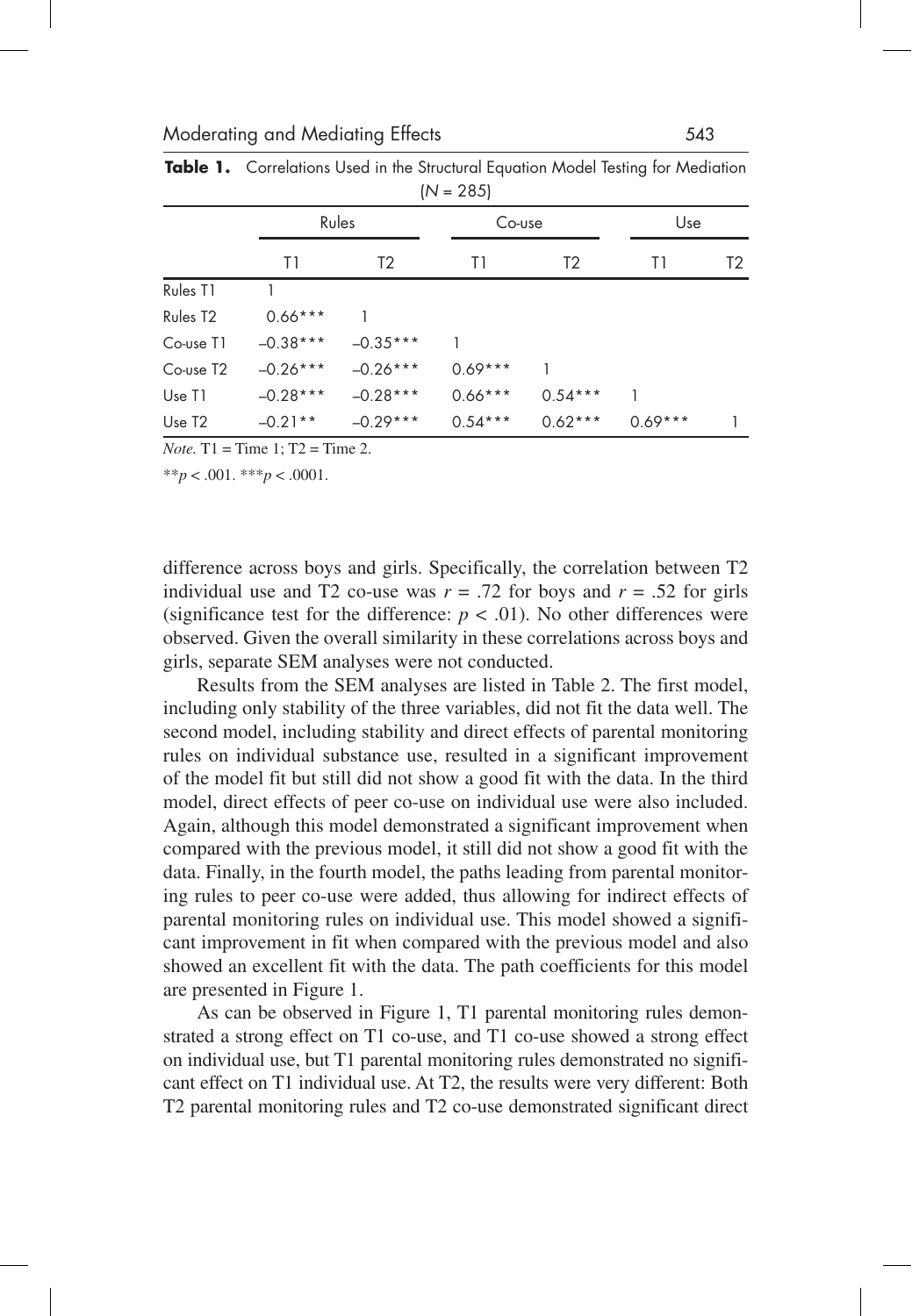**Table 1.** Correlations Used in the Structural Equation Model Testing for Mediation ($N = 285$)

| | Rules | | Co-use | | Use | |
|---|---|---|---|---|---|---|
| | T1 | T2 | T1 | T2 | T1 | T2 |
| Rules T1 | 1 | | | | | |
| Rules T2 | 0.66*** | 1 | | | | |
| Co-use T1 | −0.38*** | −0.35*** | 1 | | | |
| Co-use T2 | −0.26*** | −0.26*** | 0.69*** | 1 | | |
| Use T1 | −0.28*** | −0.28*** | 0.66*** | 0.54*** | 1 | |
| Use T2 | −0.21** | −0.29*** | 0.54*** | 0.62*** | 0.69*** | 1 |

*Note.* T1 = Time 1; T2 = Time 2.

** $p < .001$. *** $p < .0001$.

difference across boys and girls. Specifically, the correlation between T2 individual use and T2 co-use was $r = .72$ for boys and $r = .52$ for girls (significance test for the difference: $p < .01$). No other differences were observed. Given the overall similarity in these correlations across boys and girls, separate SEM analyses were not conducted.

Results from the SEM analyses are listed in Table 2. The first model, including only stability of the three variables, did not fit the data well. The second model, including stability and direct effects of parental monitoring rules on individual substance use, resulted in a significant improvement of the model fit but still did not show a good fit with the data. In the third model, direct effects of peer co-use on individual use were also included. Again, although this model demonstrated a significant improvement when compared with the previous model, it still did not show a good fit with the data. Finally, in the fourth model, the paths leading from parental monitoring rules to peer co-use were added, thus allowing for indirect effects of parental monitoring rules on individual use. This model showed a significant improvement in fit when compared with the previous model and also showed an excellent fit with the data. The path coefficients for this model are presented in Figure 1.

As can be observed in Figure 1, T1 parental monitoring rules demonstrated a strong effect on T1 co-use, and T1 co-use showed a strong effect on individual use, but T1 parental monitoring rules demonstrated no significant effect on T1 individual use. At T2, the results were very different: Both T2 parental monitoring rules and T2 co-use demonstrated significant direct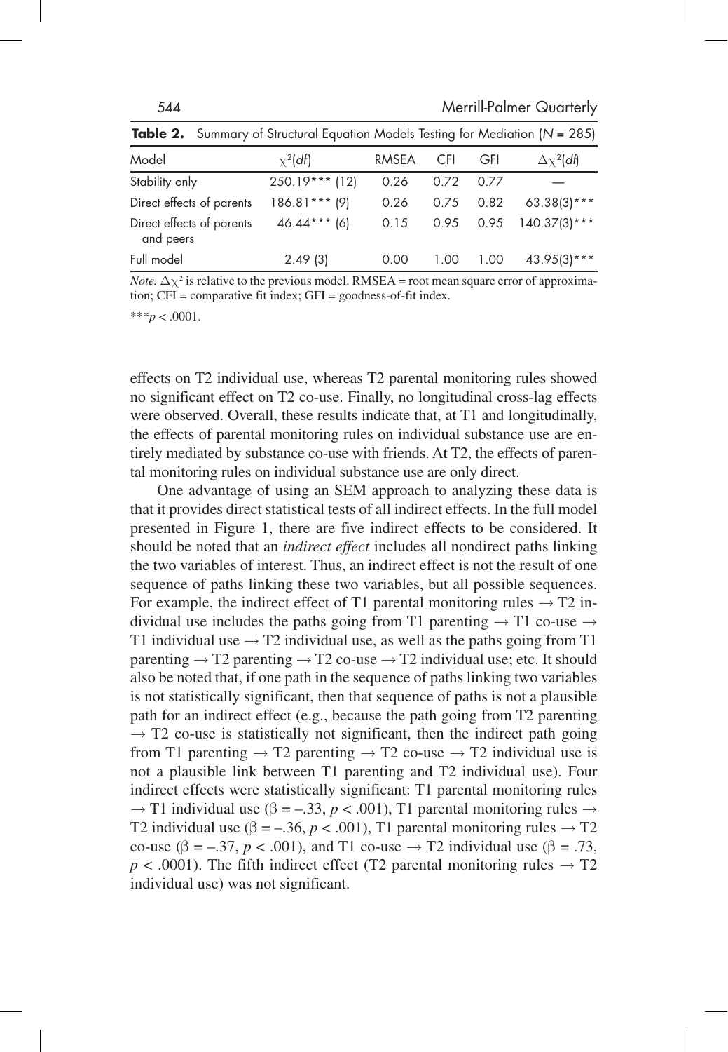**Table 2.** Summary of Structural Equation Models Testing for Mediation ($N = 285$)

| Model | $\chi^2(df)$ | RMSEA | CFI | GFI | $\Delta\chi^2(df)$ |
|---|---|---|---|---|---|
| Stability only | 250.19*** (12) | 0.26 | 0.72 | 0.77 | — |
| Direct effects of parents | 186.81*** (9) | 0.26 | 0.75 | 0.82 | 63.38(3)*** |
| Direct effects of parents and peers | 46.44*** (6) | 0.15 | 0.95 | 0.95 | 140.37(3)*** |
| Full model | 2.49 (3) | 0.00 | 1.00 | 1.00 | 43.95(3)*** |

*Note.* $\Delta\chi^2$ is relative to the previous model. RMSEA = root mean square error of approximation; CFI = comparative fit index; GFI = goodness-of-fit index.

***$p < .0001$.

effects on T2 individual use, whereas T2 parental monitoring rules showed no significant effect on T2 co-use. Finally, no longitudinal cross-lag effects were observed. Overall, these results indicate that, at T1 and longitudinally, the effects of parental monitoring rules on individual substance use are entirely mediated by substance co-use with friends. At T2, the effects of parental monitoring rules on individual substance use are only direct.

One advantage of using an SEM approach to analyzing these data is that it provides direct statistical tests of all indirect effects. In the full model presented in Figure 1, there are five indirect effects to be considered. It should be noted that an *indirect effect* includes all nondirect paths linking the two variables of interest. Thus, an indirect effect is not the result of one sequence of paths linking these two variables, but all possible sequences. For example, the indirect effect of T1 parental monitoring rules → T2 individual use includes the paths going from T1 parenting → T1 co-use → T1 individual use → T2 individual use, as well as the paths going from T1 parenting → T2 parenting → T2 co-use → T2 individual use; etc. It should also be noted that, if one path in the sequence of paths linking two variables is not statistically significant, then that sequence of paths is not a plausible path for an indirect effect (e.g., because the path going from T2 parenting → T2 co-use is statistically not significant, then the indirect path going from T1 parenting → T2 parenting → T2 co-use → T2 individual use is not a plausible link between T1 parenting and T2 individual use). Four indirect effects were statistically significant: T1 parental monitoring rules → T1 individual use ($\beta = -.33$, $p < .001$), T1 parental monitoring rules → T2 individual use ($\beta = -.36$, $p < .001$), T1 parental monitoring rules → T2 co-use ($\beta = -.37$, $p < .001$), and T1 co-use → T2 individual use ($\beta = .73$, $p < .0001$). The fifth indirect effect (T2 parental monitoring rules → T2 individual use) was not significant.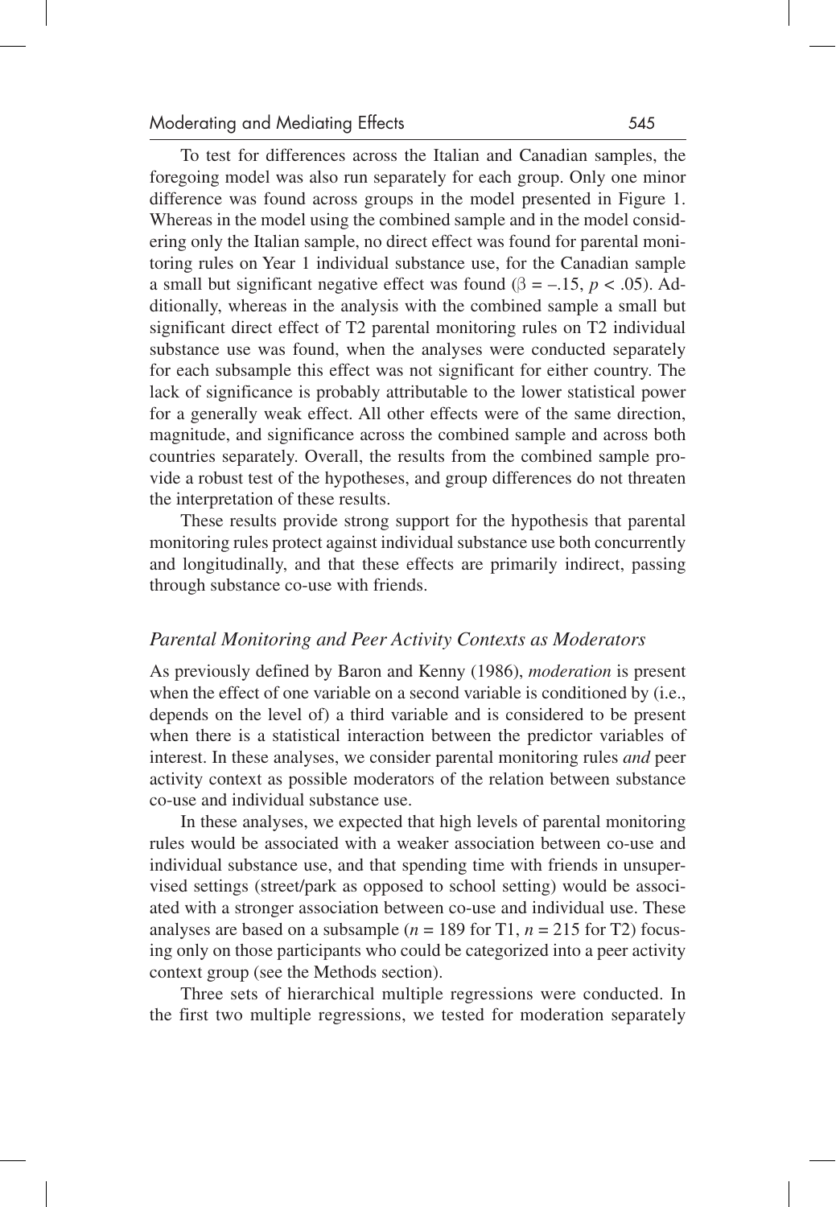To test for differences across the Italian and Canadian samples, the foregoing model was also run separately for each group. Only one minor difference was found across groups in the model presented in Figure 1. Whereas in the model using the combined sample and in the model considering only the Italian sample, no direct effect was found for parental monitoring rules on Year 1 individual substance use, for the Canadian sample a small but significant negative effect was found ($\beta = -.15$, $p < .05$). Additionally, whereas in the analysis with the combined sample a small but significant direct effect of T2 parental monitoring rules on T2 individual substance use was found, when the analyses were conducted separately for each subsample this effect was not significant for either country. The lack of significance is probably attributable to the lower statistical power for a generally weak effect. All other effects were of the same direction, magnitude, and significance across the combined sample and across both countries separately. Overall, the results from the combined sample provide a robust test of the hypotheses, and group differences do not threaten the interpretation of these results.

These results provide strong support for the hypothesis that parental monitoring rules protect against individual substance use both concurrently and longitudinally, and that these effects are primarily indirect, passing through substance co-use with friends.

### *Parental Monitoring and Peer Activity Contexts as Moderators*

As previously defined by Baron and Kenny (1986), *moderation* is present when the effect of one variable on a second variable is conditioned by (i.e., depends on the level of) a third variable and is considered to be present when there is a statistical interaction between the predictor variables of interest. In these analyses, we consider parental monitoring rules *and* peer activity context as possible moderators of the relation between substance co-use and individual substance use.

In these analyses, we expected that high levels of parental monitoring rules would be associated with a weaker association between co-use and individual substance use, and that spending time with friends in unsupervised settings (street/park as opposed to school setting) would be associated with a stronger association between co-use and individual use. These analyses are based on a subsample ($n = 189$ for T1, $n = 215$ for T2) focusing only on those participants who could be categorized into a peer activity context group (see the Methods section).

Three sets of hierarchical multiple regressions were conducted. In the first two multiple regressions, we tested for moderation separately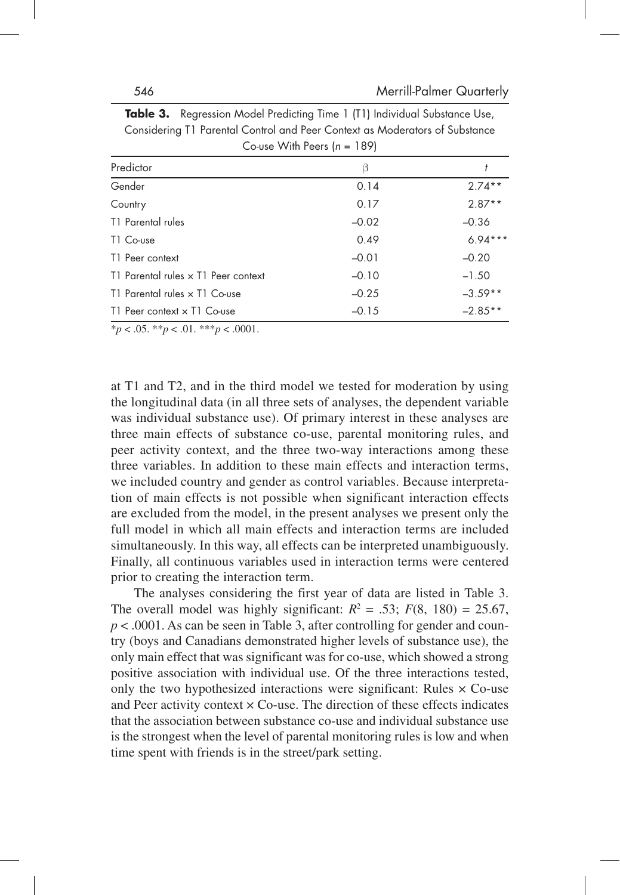**Table 3.** Regression Model Predicting Time 1 (T1) Individual Substance Use, Considering T1 Parental Control and Peer Context as Moderators of Substance Co-use With Peers ($n$ = 189)

| Predictor | β | $t$ |
|---|---|---|
| Gender | 0.14 | 2.74** |
| Country | 0.17 | 2.87** |
| T1 Parental rules | –0.02 | –0.36 |
| T1 Co-use | 0.49 | 6.94*** |
| T1 Peer context | –0.01 | –0.20 |
| T1 Parental rules × T1 Peer context | –0.10 | –1.50 |
| T1 Parental rules × T1 Co-use | –0.25 | –3.59** |
| T1 Peer context × T1 Co-use | –0.15 | –2.85** |

*$p < .05$. **$p < .01$. ***$p < .0001$.

at T1 and T2, and in the third model we tested for moderation by using the longitudinal data (in all three sets of analyses, the dependent variable was individual substance use). Of primary interest in these analyses are three main effects of substance co-use, parental monitoring rules, and peer activity context, and the three two-way interactions among these three variables. In addition to these main effects and interaction terms, we included country and gender as control variables. Because interpretation of main effects is not possible when significant interaction effects are excluded from the model, in the present analyses we present only the full model in which all main effects and interaction terms are included simultaneously. In this way, all effects can be interpreted unambiguously. Finally, all continuous variables used in interaction terms were centered prior to creating the interaction term.

The analyses considering the first year of data are listed in Table 3. The overall model was highly significant: $R^2 = .53$; $F(8, 180) = 25.67$, $p < .0001$. As can be seen in Table 3, after controlling for gender and country (boys and Canadians demonstrated higher levels of substance use), the only main effect that was significant was for co-use, which showed a strong positive association with individual use. Of the three interactions tested, only the two hypothesized interactions were significant: Rules × Co-use and Peer activity context × Co-use. The direction of these effects indicates that the association between substance co-use and individual substance use is the strongest when the level of parental monitoring rules is low and when time spent with friends is in the street/park setting.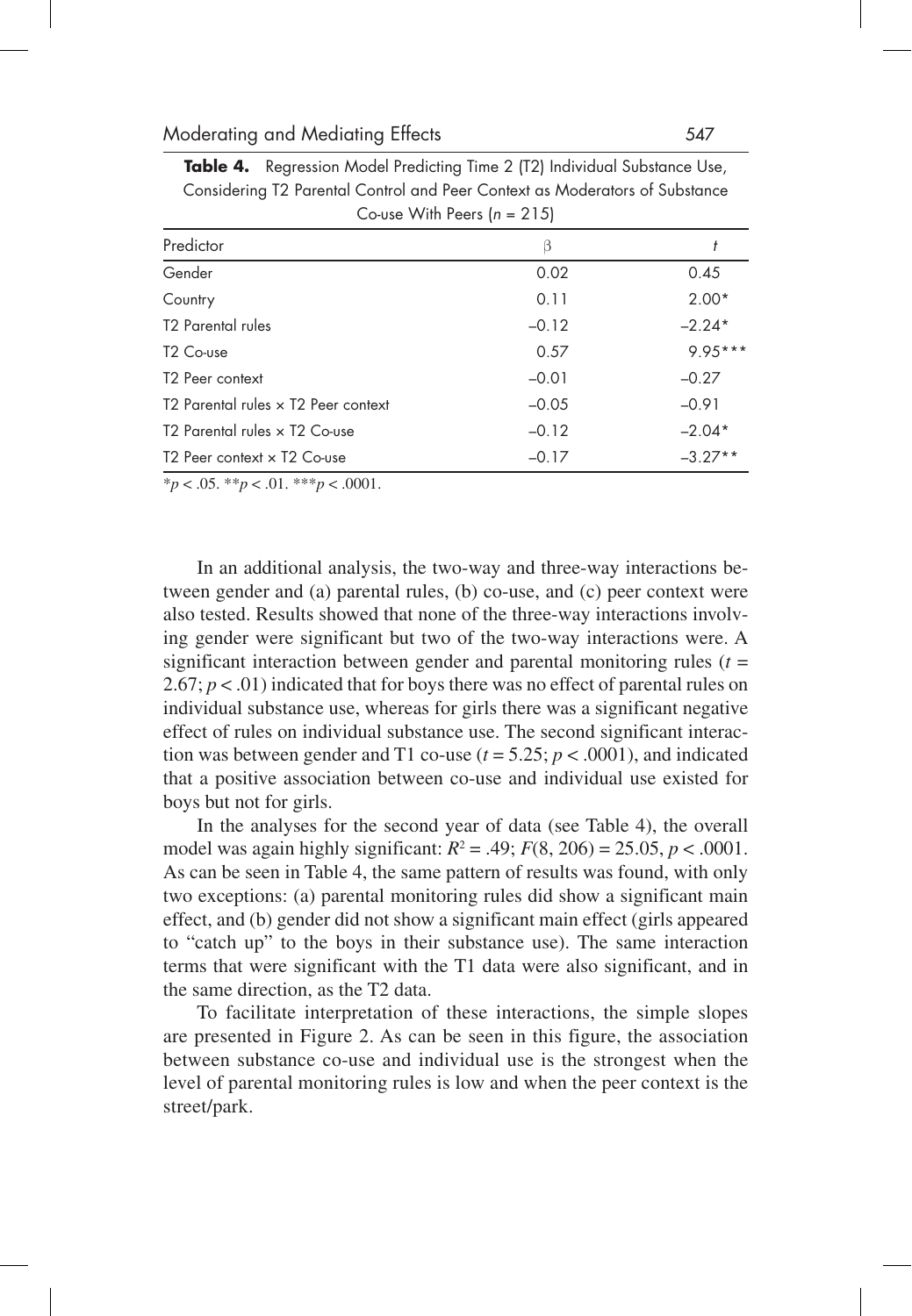**Table 4.** Regression Model Predicting Time 2 (T2) Individual Substance Use, Considering T2 Parental Control and Peer Context as Moderators of Substance Co-use With Peers ($n$ = 215)

| Predictor | β | $t$ |
|---|---|---|
| Gender | 0.02 | 0.45 |
| Country | 0.11 | 2.00* |
| T2 Parental rules | –0.12 | –2.24* |
| T2 Co-use | 0.57 | 9.95*** |
| T2 Peer context | –0.01 | –0.27 |
| T2 Parental rules × T2 Peer context | –0.05 | –0.91 |
| T2 Parental rules × T2 Co-use | –0.12 | –2.04* |
| T2 Peer context × T2 Co-use | –0.17 | –3.27** |

*$p < .05$. **$p < .01$. ***$p < .0001$.

In an additional analysis, the two-way and three-way interactions between gender and (a) parental rules, (b) co-use, and (c) peer context were also tested. Results showed that none of the three-way interactions involving gender were significant but two of the two-way interactions were. A significant interaction between gender and parental monitoring rules ($t$ = 2.67; $p < .01$) indicated that for boys there was no effect of parental rules on individual substance use, whereas for girls there was a significant negative effect of rules on individual substance use. The second significant interaction was between gender and T1 co-use ($t$ = 5.25; $p < .0001$), and indicated that a positive association between co-use and individual use existed for boys but not for girls.

In the analyses for the second year of data (see Table 4), the overall model was again highly significant: $R^2 = .49$; $F(8, 206) = 25.05$, $p < .0001$. As can be seen in Table 4, the same pattern of results was found, with only two exceptions: (a) parental monitoring rules did show a significant main effect, and (b) gender did not show a significant main effect (girls appeared to "catch up" to the boys in their substance use). The same interaction terms that were significant with the T1 data were also significant, and in the same direction, as the T2 data.

To facilitate interpretation of these interactions, the simple slopes are presented in Figure 2. As can be seen in this figure, the association between substance co-use and individual use is the strongest when the level of parental monitoring rules is low and when the peer context is the street/park.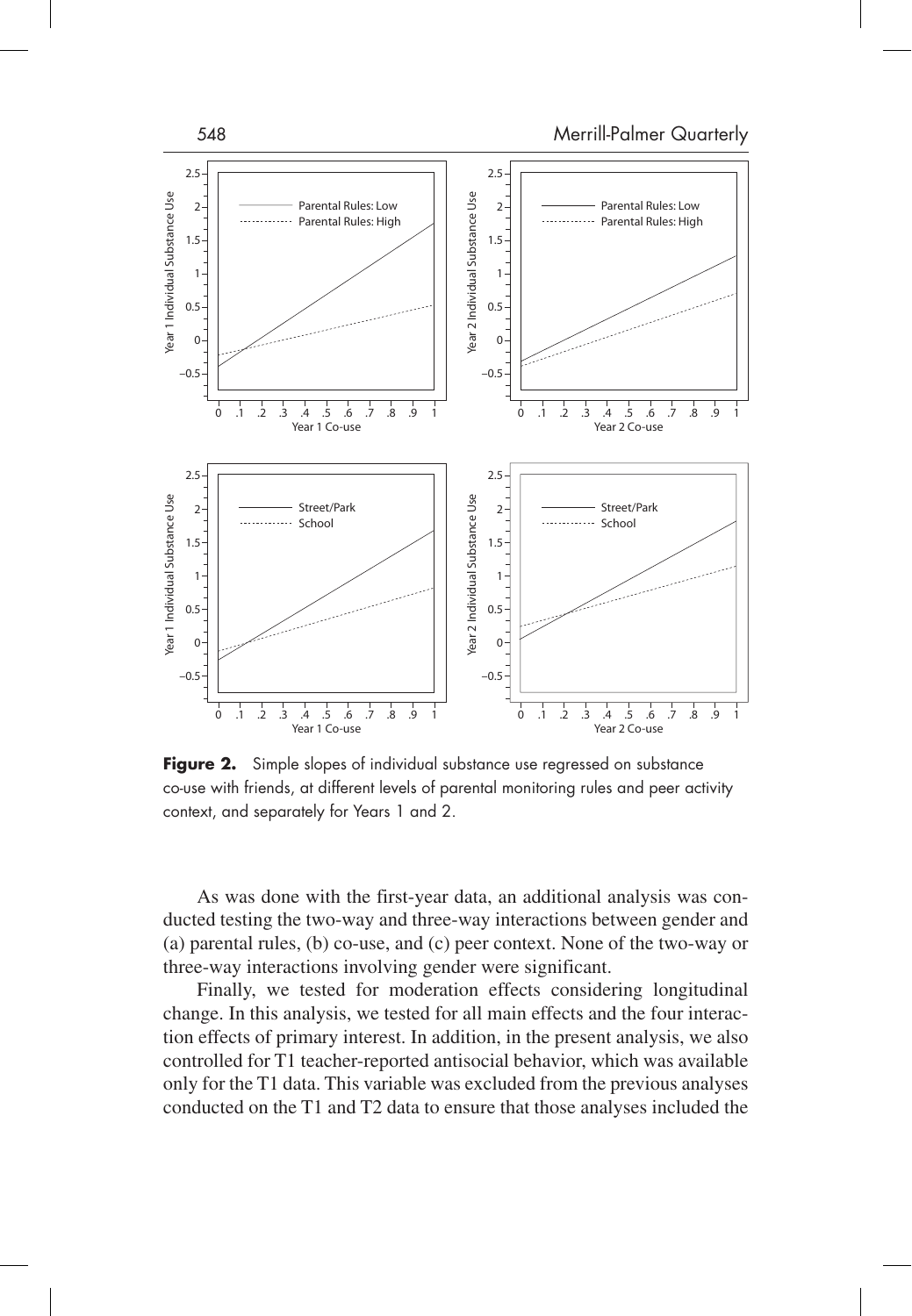**Figure 2.** Simple slopes of individual substance use regressed on substance co-use with friends, at different levels of parental monitoring rules and peer activity context, and separately for Years 1 and 2.

As was done with the first-year data, an additional analysis was conducted testing the two-way and three-way interactions between gender and (a) parental rules, (b) co-use, and (c) peer context. None of the two-way or three-way interactions involving gender were significant.

Finally, we tested for moderation effects considering longitudinal change. In this analysis, we tested for all main effects and the four interaction effects of primary interest. In addition, in the present analysis, we also controlled for T1 teacher-reported antisocial behavior, which was available only for the T1 data. This variable was excluded from the previous analyses conducted on the T1 and T2 data to ensure that those analyses included the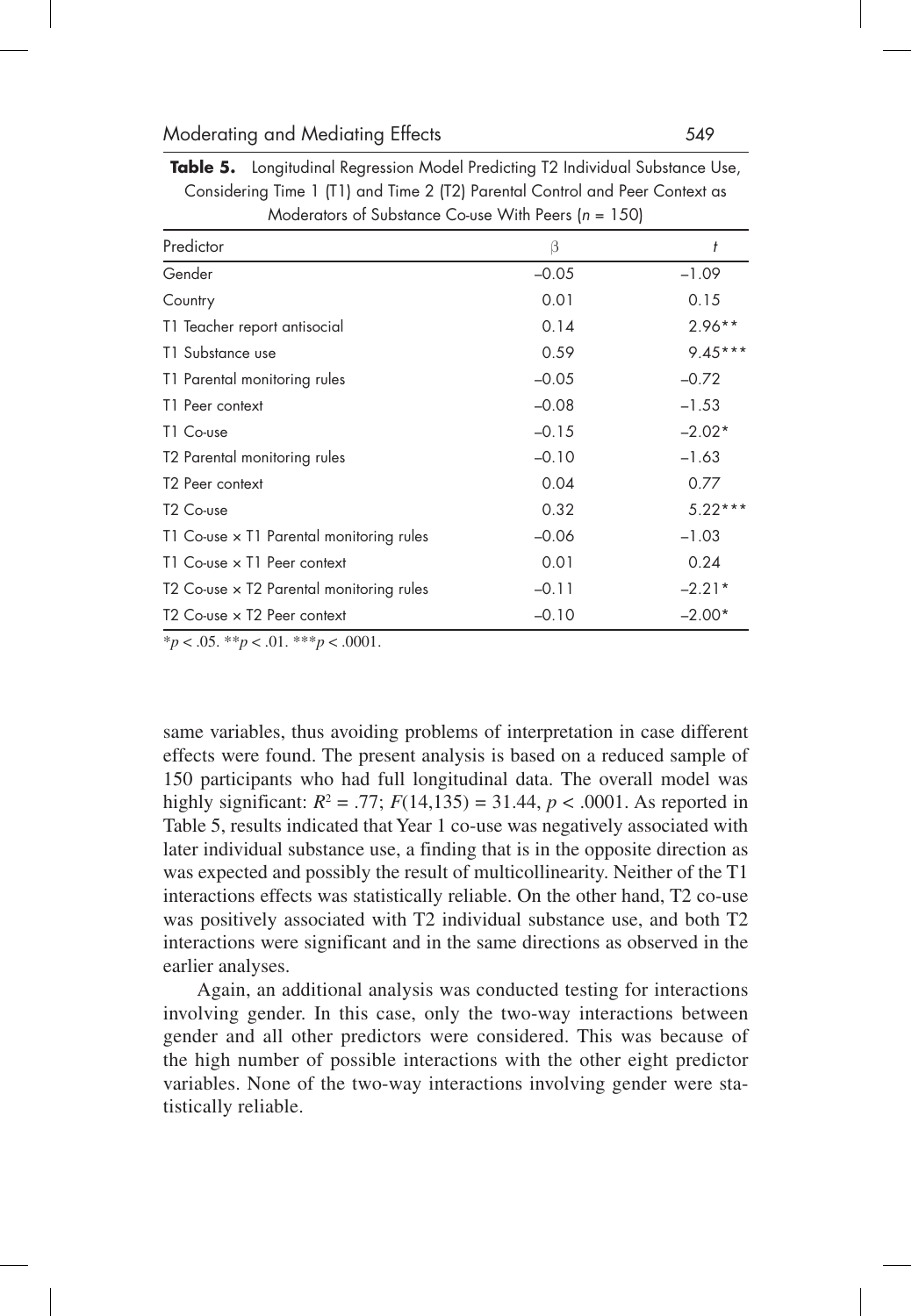**Table 5.** Longitudinal Regression Model Predicting T2 Individual Substance Use, Considering Time 1 (T1) and Time 2 (T2) Parental Control and Peer Context as Moderators of Substance Co-use With Peers ($n$ = 150)

| Predictor | β | $t$ |
|---|---|---|
| Gender | −0.05 | −1.09 |
| Country | 0.01 | 0.15 |
| T1 Teacher report antisocial | 0.14 | 2.96** |
| T1 Substance use | 0.59 | 9.45*** |
| T1 Parental monitoring rules | −0.05 | −0.72 |
| T1 Peer context | −0.08 | −1.53 |
| T1 Co-use | −0.15 | −2.02* |
| T2 Parental monitoring rules | −0.10 | −1.63 |
| T2 Peer context | 0.04 | 0.77 |
| T2 Co-use | 0.32 | 5.22*** |
| T1 Co-use × T1 Parental monitoring rules | −0.06 | −1.03 |
| T1 Co-use × T1 Peer context | 0.01 | 0.24 |
| T2 Co-use × T2 Parental monitoring rules | −0.11 | −2.21* |
| T2 Co-use × T2 Peer context | −0.10 | −2.00* |

*$p < .05$. **$p < .01$. ***$p < .0001$.

same variables, thus avoiding problems of interpretation in case different effects were found. The present analysis is based on a reduced sample of 150 participants who had full longitudinal data. The overall model was highly significant: $R^2 = .77$; $F(14,135) = 31.44$, $p < .0001$. As reported in Table 5, results indicated that Year 1 co-use was negatively associated with later individual substance use, a finding that is in the opposite direction as was expected and possibly the result of multicollinearity. Neither of the T1 interactions effects was statistically reliable. On the other hand, T2 co-use was positively associated with T2 individual substance use, and both T2 interactions were significant and in the same directions as observed in the earlier analyses.

Again, an additional analysis was conducted testing for interactions involving gender. In this case, only the two-way interactions between gender and all other predictors were considered. This was because of the high number of possible interactions with the other eight predictor variables. None of the two-way interactions involving gender were statistically reliable.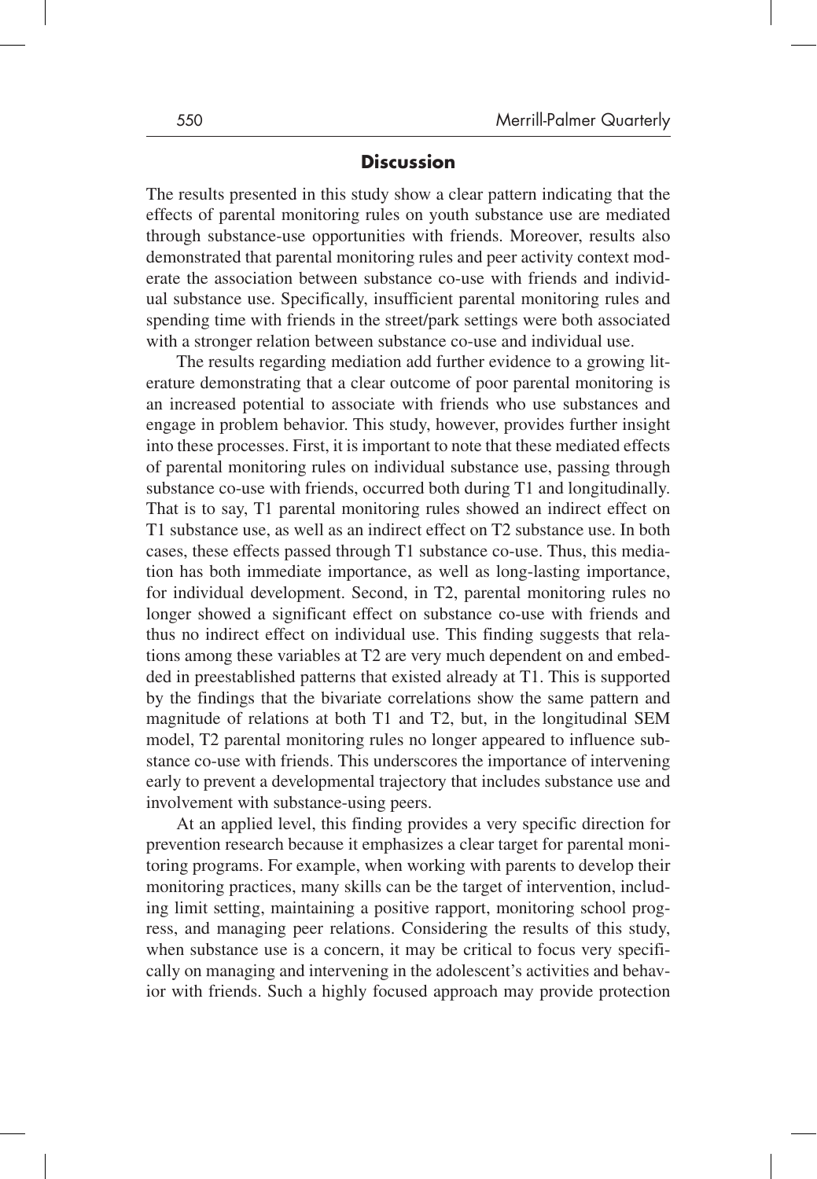## Discussion

The results presented in this study show a clear pattern indicating that the effects of parental monitoring rules on youth substance use are mediated through substance-use opportunities with friends. Moreover, results also demonstrated that parental monitoring rules and peer activity context moderate the association between substance co-use with friends and individual substance use. Specifically, insufficient parental monitoring rules and spending time with friends in the street/park settings were both associated with a stronger relation between substance co-use and individual use.

The results regarding mediation add further evidence to a growing literature demonstrating that a clear outcome of poor parental monitoring is an increased potential to associate with friends who use substances and engage in problem behavior. This study, however, provides further insight into these processes. First, it is important to note that these mediated effects of parental monitoring rules on individual substance use, passing through substance co-use with friends, occurred both during T1 and longitudinally. That is to say, T1 parental monitoring rules showed an indirect effect on T1 substance use, as well as an indirect effect on T2 substance use. In both cases, these effects passed through T1 substance co-use. Thus, this mediation has both immediate importance, as well as long-lasting importance, for individual development. Second, in T2, parental monitoring rules no longer showed a significant effect on substance co-use with friends and thus no indirect effect on individual use. This finding suggests that relations among these variables at T2 are very much dependent on and embedded in preestablished patterns that existed already at T1. This is supported by the findings that the bivariate correlations show the same pattern and magnitude of relations at both T1 and T2, but, in the longitudinal SEM model, T2 parental monitoring rules no longer appeared to influence substance co-use with friends. This underscores the importance of intervening early to prevent a developmental trajectory that includes substance use and involvement with substance-using peers.

At an applied level, this finding provides a very specific direction for prevention research because it emphasizes a clear target for parental monitoring programs. For example, when working with parents to develop their monitoring practices, many skills can be the target of intervention, including limit setting, maintaining a positive rapport, monitoring school progress, and managing peer relations. Considering the results of this study, when substance use is a concern, it may be critical to focus very specifically on managing and intervening in the adolescent's activities and behavior with friends. Such a highly focused approach may provide protection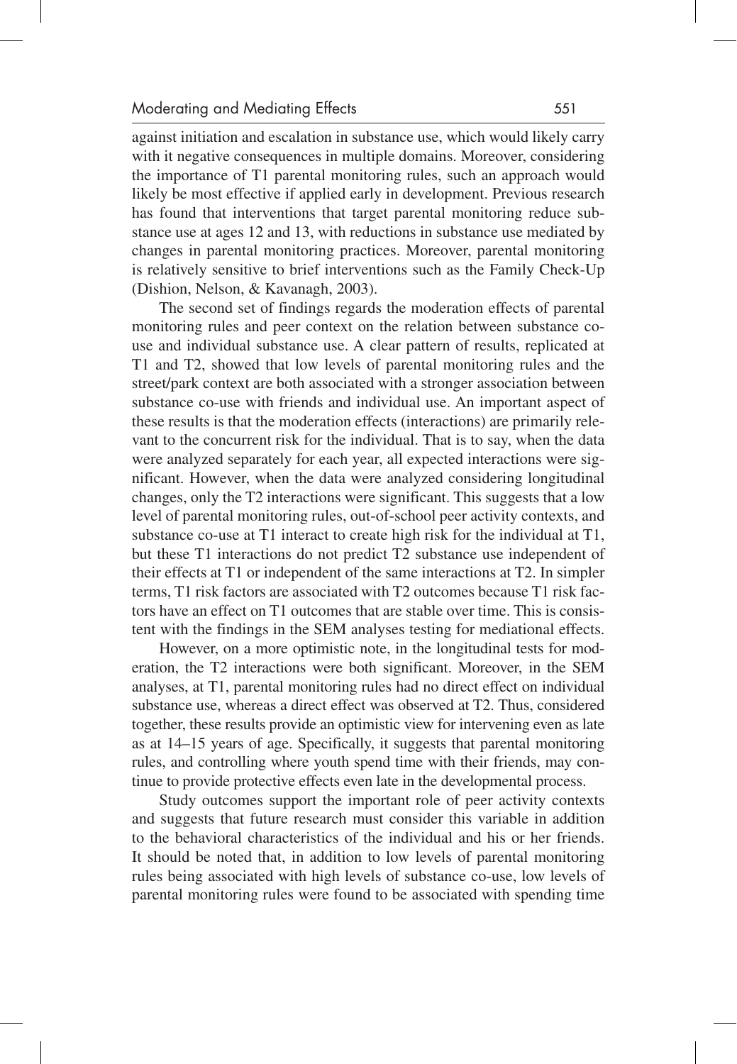against initiation and escalation in substance use, which would likely carry with it negative consequences in multiple domains. Moreover, considering the importance of T1 parental monitoring rules, such an approach would likely be most effective if applied early in development. Previous research has found that interventions that target parental monitoring reduce substance use at ages 12 and 13, with reductions in substance use mediated by changes in parental monitoring practices. Moreover, parental monitoring is relatively sensitive to brief interventions such as the Family Check-Up (Dishion, Nelson, & Kavanagh, 2003).

The second set of findings regards the moderation effects of parental monitoring rules and peer context on the relation between substance co-use and individual substance use. A clear pattern of results, replicated at T1 and T2, showed that low levels of parental monitoring rules and the street/park context are both associated with a stronger association between substance co-use with friends and individual use. An important aspect of these results is that the moderation effects (interactions) are primarily relevant to the concurrent risk for the individual. That is to say, when the data were analyzed separately for each year, all expected interactions were significant. However, when the data were analyzed considering longitudinal changes, only the T2 interactions were significant. This suggests that a low level of parental monitoring rules, out-of-school peer activity contexts, and substance co-use at T1 interact to create high risk for the individual at T1, but these T1 interactions do not predict T2 substance use independent of their effects at T1 or independent of the same interactions at T2. In simpler terms, T1 risk factors are associated with T2 outcomes because T1 risk factors have an effect on T1 outcomes that are stable over time. This is consistent with the findings in the SEM analyses testing for mediational effects.

However, on a more optimistic note, in the longitudinal tests for moderation, the T2 interactions were both significant. Moreover, in the SEM analyses, at T1, parental monitoring rules had no direct effect on individual substance use, whereas a direct effect was observed at T2. Thus, considered together, these results provide an optimistic view for intervening even as late as at 14–15 years of age. Specifically, it suggests that parental monitoring rules, and controlling where youth spend time with their friends, may continue to provide protective effects even late in the developmental process.

Study outcomes support the important role of peer activity contexts and suggests that future research must consider this variable in addition to the behavioral characteristics of the individual and his or her friends. It should be noted that, in addition to low levels of parental monitoring rules being associated with high levels of substance co-use, low levels of parental monitoring rules were found to be associated with spending time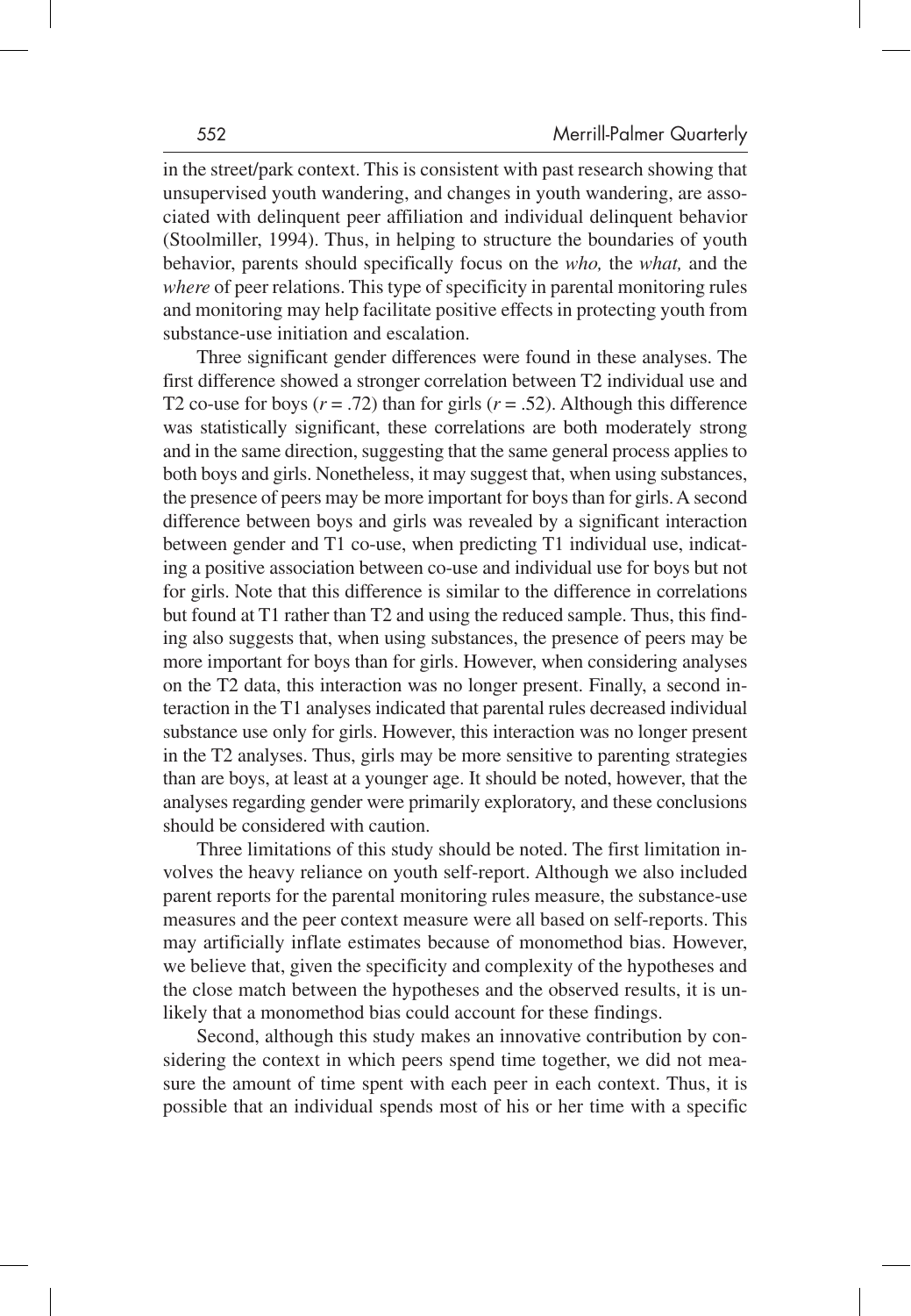in the street/park context. This is consistent with past research showing that unsupervised youth wandering, and changes in youth wandering, are associated with delinquent peer affiliation and individual delinquent behavior (Stoolmiller, 1994). Thus, in helping to structure the boundaries of youth behavior, parents should specifically focus on the *who,* the *what,* and the *where* of peer relations. This type of specificity in parental monitoring rules and monitoring may help facilitate positive effects in protecting youth from substance-use initiation and escalation.

Three significant gender differences were found in these analyses. The first difference showed a stronger correlation between T2 individual use and T2 co-use for boys ($r = .72$) than for girls ($r = .52$). Although this difference was statistically significant, these correlations are both moderately strong and in the same direction, suggesting that the same general process applies to both boys and girls. Nonetheless, it may suggest that, when using substances, the presence of peers may be more important for boys than for girls. A second difference between boys and girls was revealed by a significant interaction between gender and T1 co-use, when predicting T1 individual use, indicating a positive association between co-use and individual use for boys but not for girls. Note that this difference is similar to the difference in correlations but found at T1 rather than T2 and using the reduced sample. Thus, this finding also suggests that, when using substances, the presence of peers may be more important for boys than for girls. However, when considering analyses on the T2 data, this interaction was no longer present. Finally, a second interaction in the T1 analyses indicated that parental rules decreased individual substance use only for girls. However, this interaction was no longer present in the T2 analyses. Thus, girls may be more sensitive to parenting strategies than are boys, at least at a younger age. It should be noted, however, that the analyses regarding gender were primarily exploratory, and these conclusions should be considered with caution.

Three limitations of this study should be noted. The first limitation involves the heavy reliance on youth self-report. Although we also included parent reports for the parental monitoring rules measure, the substance-use measures and the peer context measure were all based on self-reports. This may artificially inflate estimates because of monomethod bias. However, we believe that, given the specificity and complexity of the hypotheses and the close match between the hypotheses and the observed results, it is unlikely that a monomethod bias could account for these findings.

Second, although this study makes an innovative contribution by considering the context in which peers spend time together, we did not measure the amount of time spent with each peer in each context. Thus, it is possible that an individual spends most of his or her time with a specific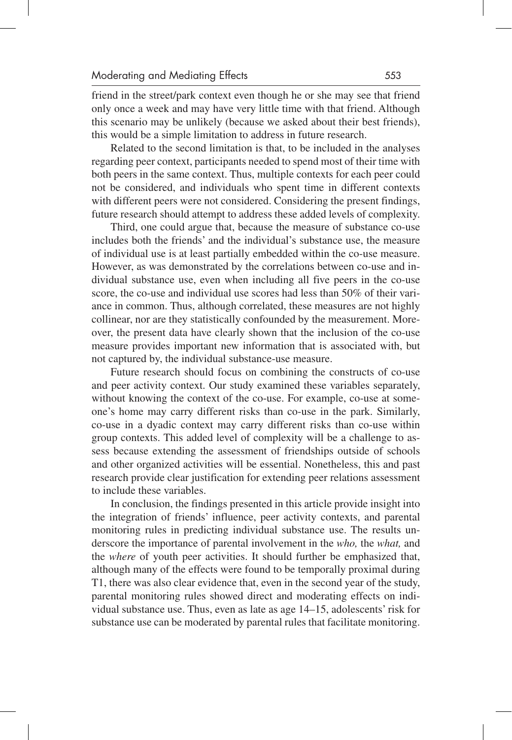friend in the street/park context even though he or she may see that friend only once a week and may have very little time with that friend. Although this scenario may be unlikely (because we asked about their best friends), this would be a simple limitation to address in future research.

Related to the second limitation is that, to be included in the analyses regarding peer context, participants needed to spend most of their time with both peers in the same context. Thus, multiple contexts for each peer could not be considered, and individuals who spent time in different contexts with different peers were not considered. Considering the present findings, future research should attempt to address these added levels of complexity.

Third, one could argue that, because the measure of substance co-use includes both the friends' and the individual's substance use, the measure of individual use is at least partially embedded within the co-use measure. However, as was demonstrated by the correlations between co-use and individual substance use, even when including all five peers in the co-use score, the co-use and individual use scores had less than 50% of their variance in common. Thus, although correlated, these measures are not highly collinear, nor are they statistically confounded by the measurement. Moreover, the present data have clearly shown that the inclusion of the co-use measure provides important new information that is associated with, but not captured by, the individual substance-use measure.

Future research should focus on combining the constructs of co-use and peer activity context. Our study examined these variables separately, without knowing the context of the co-use. For example, co-use at someone's home may carry different risks than co-use in the park. Similarly, co-use in a dyadic context may carry different risks than co-use within group contexts. This added level of complexity will be a challenge to assess because extending the assessment of friendships outside of schools and other organized activities will be essential. Nonetheless, this and past research provide clear justification for extending peer relations assessment to include these variables.

In conclusion, the findings presented in this article provide insight into the integration of friends' influence, peer activity contexts, and parental monitoring rules in predicting individual substance use. The results underscore the importance of parental involvement in the *who,* the *what,* and the *where* of youth peer activities. It should further be emphasized that, although many of the effects were found to be temporally proximal during T1, there was also clear evidence that, even in the second year of the study, parental monitoring rules showed direct and moderating effects on individual substance use. Thus, even as late as age 14–15, adolescents' risk for substance use can be moderated by parental rules that facilitate monitoring.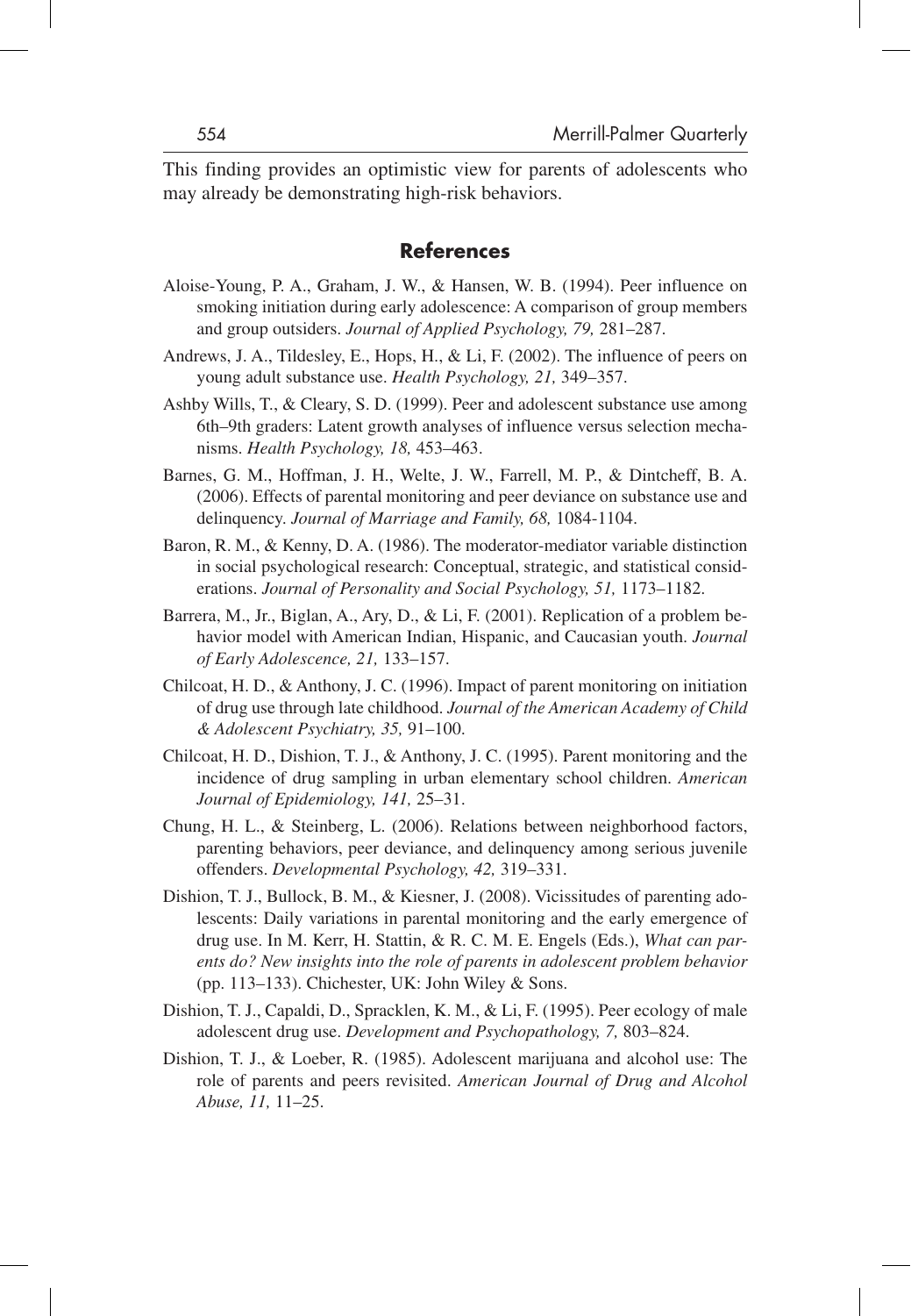This finding provides an optimistic view for parents of adolescents who may already be demonstrating high-risk behaviors.

## References

Aloise-Young, P. A., Graham, J. W., & Hansen, W. B. (1994). Peer influence on smoking initiation during early adolescence: A comparison of group members and group outsiders. *Journal of Applied Psychology, 79,* 281–287.

Andrews, J. A., Tildesley, E., Hops, H., & Li, F. (2002). The influence of peers on young adult substance use. *Health Psychology, 21,* 349–357.

Ashby Wills, T., & Cleary, S. D. (1999). Peer and adolescent substance use among 6th–9th graders: Latent growth analyses of influence versus selection mechanisms. *Health Psychology, 18,* 453–463.

Barnes, G. M., Hoffman, J. H., Welte, J. W., Farrell, M. P., & Dintcheff, B. A. (2006). Effects of parental monitoring and peer deviance on substance use and delinquency. *Journal of Marriage and Family, 68,* 1084-1104.

Baron, R. M., & Kenny, D. A. (1986). The moderator-mediator variable distinction in social psychological research: Conceptual, strategic, and statistical considerations. *Journal of Personality and Social Psychology, 51,* 1173–1182.

Barrera, M., Jr., Biglan, A., Ary, D., & Li, F. (2001). Replication of a problem behavior model with American Indian, Hispanic, and Caucasian youth. *Journal of Early Adolescence, 21,* 133–157.

Chilcoat, H. D., & Anthony, J. C. (1996). Impact of parent monitoring on initiation of drug use through late childhood. *Journal of the American Academy of Child & Adolescent Psychiatry, 35,* 91–100.

Chilcoat, H. D., Dishion, T. J., & Anthony, J. C. (1995). Parent monitoring and the incidence of drug sampling in urban elementary school children. *American Journal of Epidemiology, 141,* 25–31.

Chung, H. L., & Steinberg, L. (2006). Relations between neighborhood factors, parenting behaviors, peer deviance, and delinquency among serious juvenile offenders. *Developmental Psychology, 42,* 319–331.

Dishion, T. J., Bullock, B. M., & Kiesner, J. (2008). Vicissitudes of parenting adolescents: Daily variations in parental monitoring and the early emergence of drug use. In M. Kerr, H. Stattin, & R. C. M. E. Engels (Eds.), *What can parents do? New insights into the role of parents in adolescent problem behavior* (pp. 113–133). Chichester, UK: John Wiley & Sons.

Dishion, T. J., Capaldi, D., Spracklen, K. M., & Li, F. (1995). Peer ecology of male adolescent drug use. *Development and Psychopathology, 7,* 803–824.

Dishion, T. J., & Loeber, R. (1985). Adolescent marijuana and alcohol use: The role of parents and peers revisited. *American Journal of Drug and Alcohol Abuse, 11,* 11–25.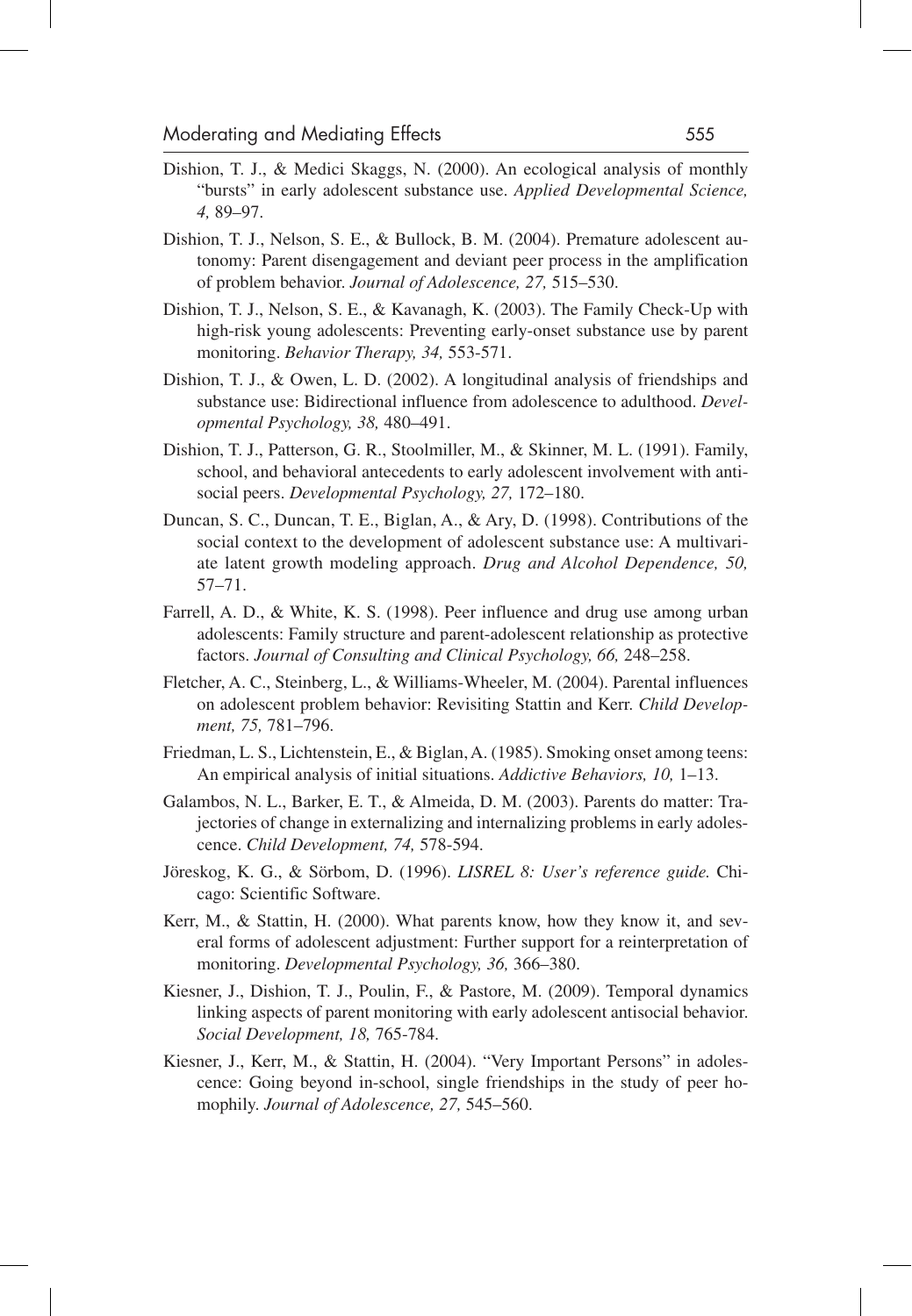Dishion, T. J., & Medici Skaggs, N. (2000). An ecological analysis of monthly "bursts" in early adolescent substance use. *Applied Developmental Science, 4,* 89–97.

Dishion, T. J., Nelson, S. E., & Bullock, B. M. (2004). Premature adolescent autonomy: Parent disengagement and deviant peer process in the amplification of problem behavior. *Journal of Adolescence, 27,* 515–530.

Dishion, T. J., Nelson, S. E., & Kavanagh, K. (2003). The Family Check-Up with high-risk young adolescents: Preventing early-onset substance use by parent monitoring. *Behavior Therapy, 34,* 553-571.

Dishion, T. J., & Owen, L. D. (2002). A longitudinal analysis of friendships and substance use: Bidirectional influence from adolescence to adulthood. *Developmental Psychology, 38,* 480–491.

Dishion, T. J., Patterson, G. R., Stoolmiller, M., & Skinner, M. L. (1991). Family, school, and behavioral antecedents to early adolescent involvement with antisocial peers. *Developmental Psychology, 27,* 172–180.

Duncan, S. C., Duncan, T. E., Biglan, A., & Ary, D. (1998). Contributions of the social context to the development of adolescent substance use: A multivariate latent growth modeling approach. *Drug and Alcohol Dependence, 50,* 57–71.

Farrell, A. D., & White, K. S. (1998). Peer influence and drug use among urban adolescents: Family structure and parent-adolescent relationship as protective factors. *Journal of Consulting and Clinical Psychology, 66,* 248–258.

Fletcher, A. C., Steinberg, L., & Williams-Wheeler, M. (2004). Parental influences on adolescent problem behavior: Revisiting Stattin and Kerr. *Child Development, 75,* 781–796.

Friedman, L. S., Lichtenstein, E., & Biglan, A. (1985). Smoking onset among teens: An empirical analysis of initial situations. *Addictive Behaviors, 10,* 1–13.

Galambos, N. L., Barker, E. T., & Almeida, D. M. (2003). Parents do matter: Trajectories of change in externalizing and internalizing problems in early adolescence. *Child Development, 74,* 578-594.

Jöreskog, K. G., & Sörbom, D. (1996). *LISREL 8: User's reference guide.* Chicago: Scientific Software.

Kerr, M., & Stattin, H. (2000). What parents know, how they know it, and several forms of adolescent adjustment: Further support for a reinterpretation of monitoring. *Developmental Psychology, 36,* 366–380.

Kiesner, J., Dishion, T. J., Poulin, F., & Pastore, M. (2009). Temporal dynamics linking aspects of parent monitoring with early adolescent antisocial behavior. *Social Development, 18,* 765-784.

Kiesner, J., Kerr, M., & Stattin, H. (2004). "Very Important Persons" in adolescence: Going beyond in-school, single friendships in the study of peer homophily. *Journal of Adolescence, 27,* 545–560.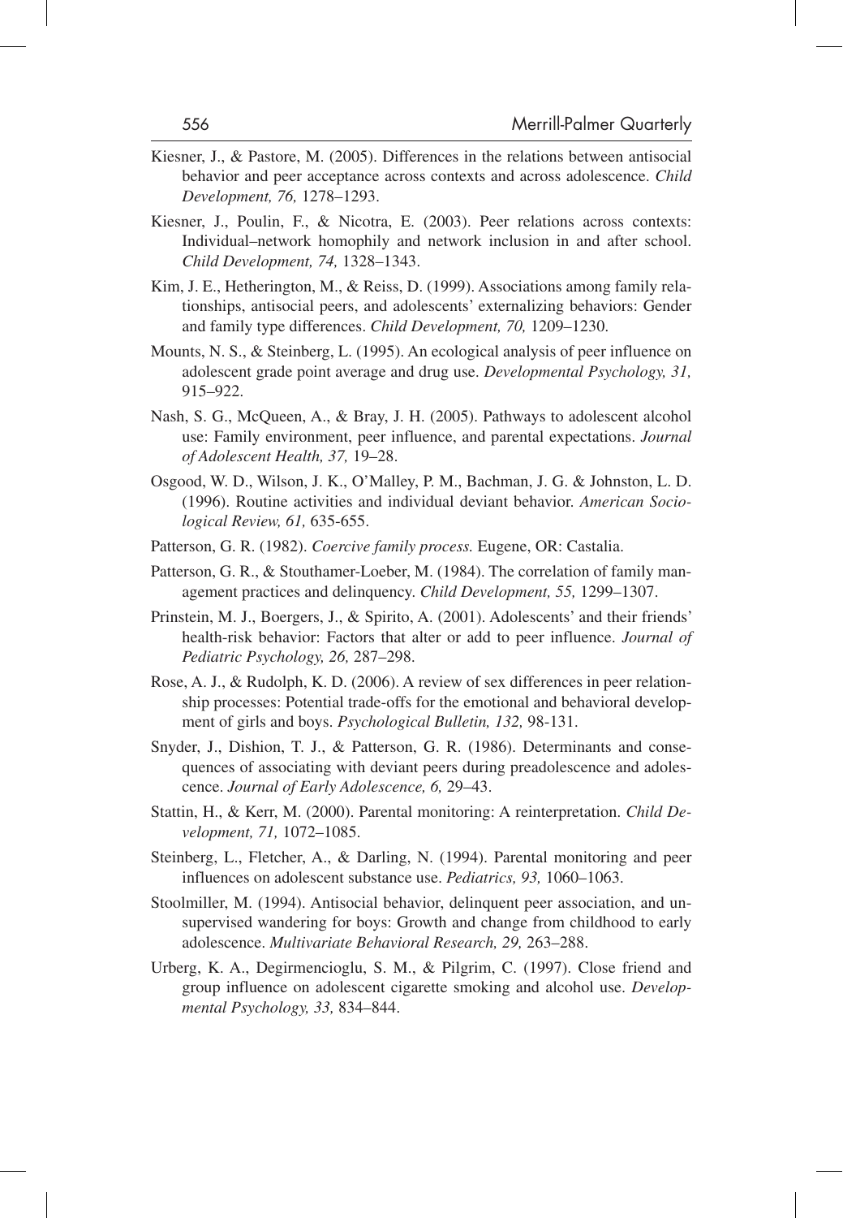Kiesner, J., & Pastore, M. (2005). Differences in the relations between antisocial behavior and peer acceptance across contexts and across adolescence. *Child Development, 76,* 1278–1293.

Kiesner, J., Poulin, F., & Nicotra, E. (2003). Peer relations across contexts: Individual–network homophily and network inclusion in and after school. *Child Development, 74,* 1328–1343.

Kim, J. E., Hetherington, M., & Reiss, D. (1999). Associations among family relationships, antisocial peers, and adolescents' externalizing behaviors: Gender and family type differences. *Child Development, 70,* 1209–1230.

Mounts, N. S., & Steinberg, L. (1995). An ecological analysis of peer influence on adolescent grade point average and drug use. *Developmental Psychology, 31,* 915–922.

Nash, S. G., McQueen, A., & Bray, J. H. (2005). Pathways to adolescent alcohol use: Family environment, peer influence, and parental expectations. *Journal of Adolescent Health, 37,* 19–28.

Osgood, W. D., Wilson, J. K., O'Malley, P. M., Bachman, J. G. & Johnston, L. D. (1996). Routine activities and individual deviant behavior. *American Sociological Review, 61,* 635-655.

Patterson, G. R. (1982). *Coercive family process.* Eugene, OR: Castalia.

Patterson, G. R., & Stouthamer-Loeber, M. (1984). The correlation of family management practices and delinquency. *Child Development, 55,* 1299–1307.

Prinstein, M. J., Boergers, J., & Spirito, A. (2001). Adolescents' and their friends' health-risk behavior: Factors that alter or add to peer influence. *Journal of Pediatric Psychology, 26,* 287–298.

Rose, A. J., & Rudolph, K. D. (2006). A review of sex differences in peer relationship processes: Potential trade-offs for the emotional and behavioral development of girls and boys. *Psychological Bulletin, 132,* 98-131.

Snyder, J., Dishion, T. J., & Patterson, G. R. (1986). Determinants and consequences of associating with deviant peers during preadolescence and adolescence. *Journal of Early Adolescence, 6,* 29–43.

Stattin, H., & Kerr, M. (2000). Parental monitoring: A reinterpretation. *Child Development, 71,* 1072–1085.

Steinberg, L., Fletcher, A., & Darling, N. (1994). Parental monitoring and peer influences on adolescent substance use. *Pediatrics, 93,* 1060–1063.

Stoolmiller, M. (1994). Antisocial behavior, delinquent peer association, and unsupervised wandering for boys: Growth and change from childhood to early adolescence. *Multivariate Behavioral Research, 29,* 263–288.

Urberg, K. A., Degirmencioglu, S. M., & Pilgrim, C. (1997). Close friend and group influence on adolescent cigarette smoking and alcohol use. *Developmental Psychology, 33,* 834–844.